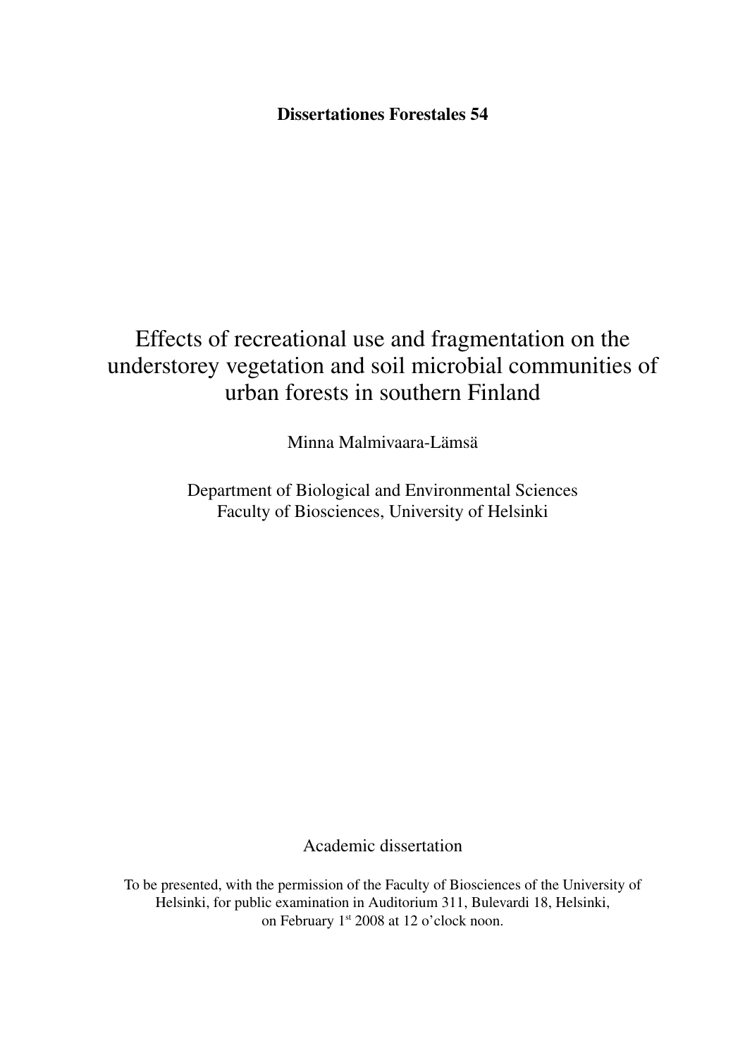**Dissertationes Forestales 54**

# Effects of recreational use and fragmentation on the understorey vegetation and soil microbial communities of urban forests in southern Finland

Minna Malmivaara-Lämsä

Department of Biological and Environmental Sciences
Faculty of Biosciences, University of Helsinki

Academic dissertation

To be presented, with the permission of the Faculty of Biosciences of the University of Helsinki, for public examination in Auditorium 311, Bulevardi 18, Helsinki, on February 1st 2008 at 12 o'clock noon.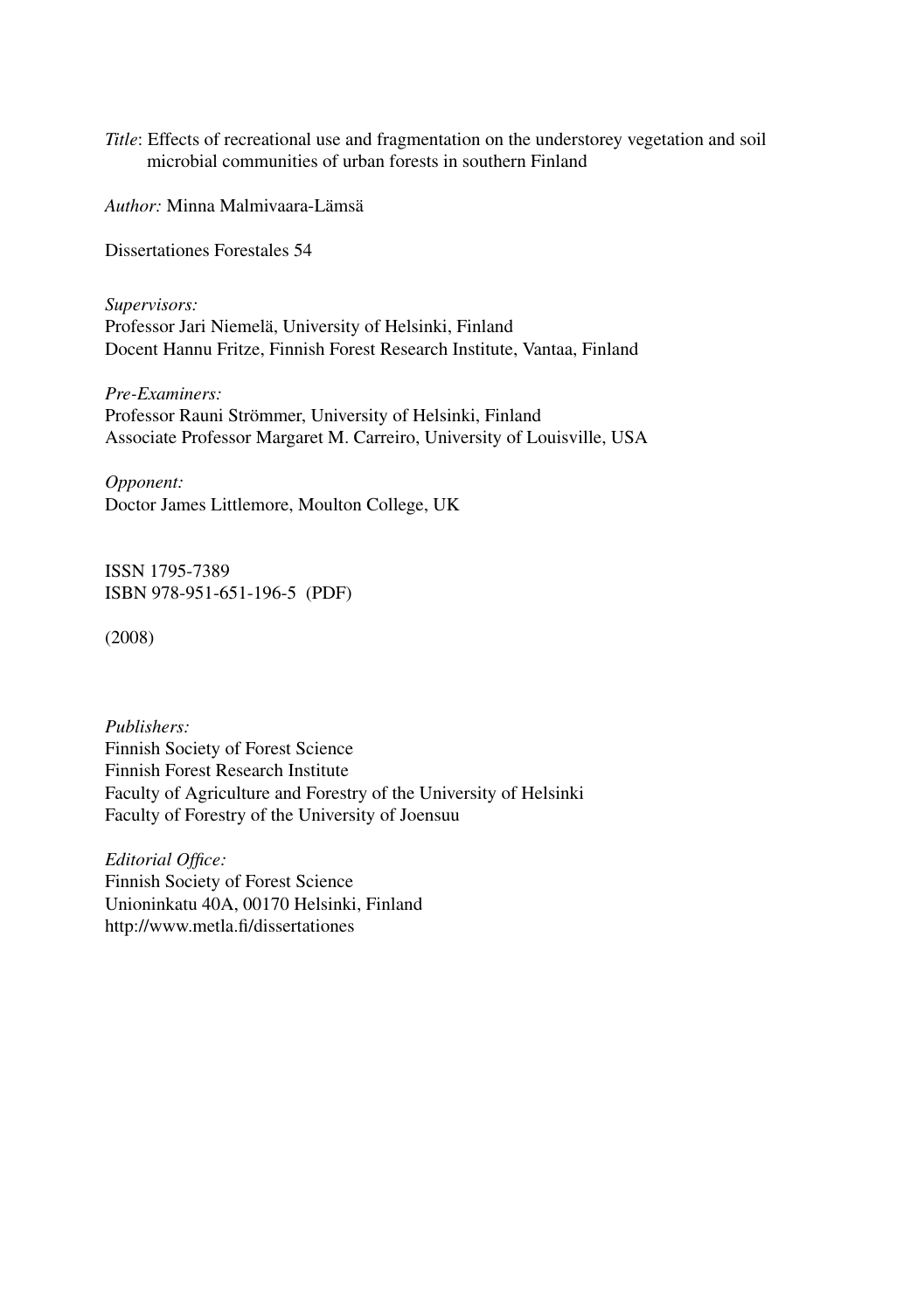*Title*: Effects of recreational use and fragmentation on the understorey vegetation and soil microbial communities of urban forests in southern Finland

*Author:* Minna Malmivaara-Lämsä

Dissertationes Forestales 54

*Supervisors:*
Professor Jari Niemelä, University of Helsinki, Finland
Docent Hannu Fritze, Finnish Forest Research Institute, Vantaa, Finland

*Pre-Examiners:*
Professor Rauni Strömmer, University of Helsinki, Finland
Associate Professor Margaret M. Carreiro, University of Louisville, USA

*Opponent:*
Doctor James Littlemore, Moulton College, UK

ISSN 1795-7389
ISBN 978-951-651-196-5 (PDF)

(2008)

*Publishers:*
Finnish Society of Forest Science
Finnish Forest Research Institute
Faculty of Agriculture and Forestry of the University of Helsinki
Faculty of Forestry of the University of Joensuu

*Editorial Office:*
Finnish Society of Forest Science
Unioninkatu 40A, 00170 Helsinki, Finland
http://www.metla.fi/dissertationes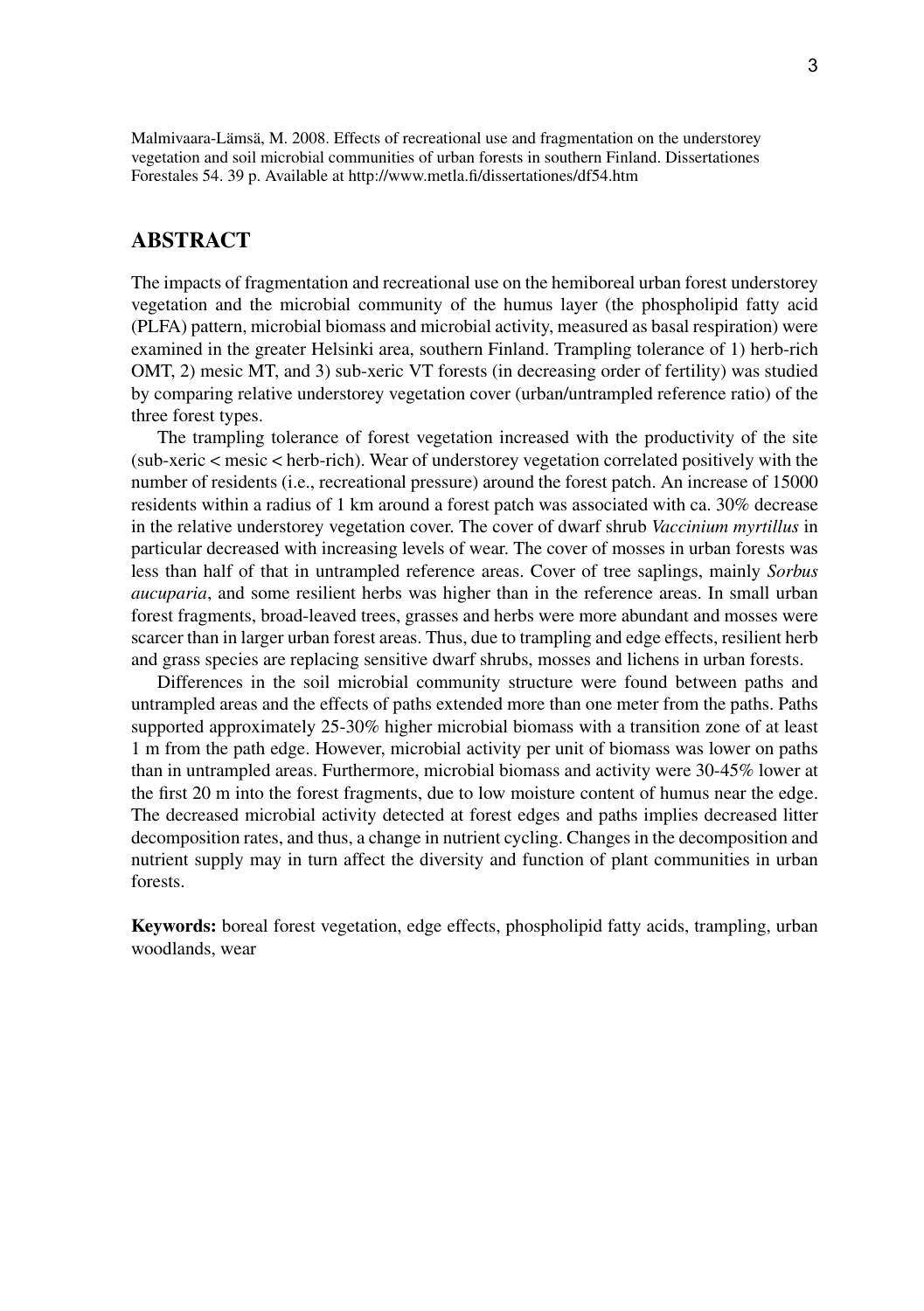Malmivaara-Lämsä, M. 2008. Effects of recreational use and fragmentation on the understorey vegetation and soil microbial communities of urban forests in southern Finland. Dissertationes Forestales 54. 39 p. Available at http://www.metla.fi/dissertationes/df54.htm

## ABSTRACT

The impacts of fragmentation and recreational use on the hemiboreal urban forest understorey vegetation and the microbial community of the humus layer (the phospholipid fatty acid (PLFA) pattern, microbial biomass and microbial activity, measured as basal respiration) were examined in the greater Helsinki area, southern Finland. Trampling tolerance of 1) herb-rich OMT, 2) mesic MT, and 3) sub-xeric VT forests (in decreasing order of fertility) was studied by comparing relative understorey vegetation cover (urban/untrampled reference ratio) of the three forest types.

The trampling tolerance of forest vegetation increased with the productivity of the site (sub-xeric < mesic < herb-rich). Wear of understorey vegetation correlated positively with the number of residents (i.e., recreational pressure) around the forest patch. An increase of 15000 residents within a radius of 1 km around a forest patch was associated with ca. 30% decrease in the relative understorey vegetation cover. The cover of dwarf shrub *Vaccinium myrtillus* in particular decreased with increasing levels of wear. The cover of mosses in urban forests was less than half of that in untrampled reference areas. Cover of tree saplings, mainly *Sorbus aucuparia*, and some resilient herbs was higher than in the reference areas. In small urban forest fragments, broad-leaved trees, grasses and herbs were more abundant and mosses were scarcer than in larger urban forest areas. Thus, due to trampling and edge effects, resilient herb and grass species are replacing sensitive dwarf shrubs, mosses and lichens in urban forests.

Differences in the soil microbial community structure were found between paths and untrampled areas and the effects of paths extended more than one meter from the paths. Paths supported approximately 25-30% higher microbial biomass with a transition zone of at least 1 m from the path edge. However, microbial activity per unit of biomass was lower on paths than in untrampled areas. Furthermore, microbial biomass and activity were 30-45% lower at the first 20 m into the forest fragments, due to low moisture content of humus near the edge. The decreased microbial activity detected at forest edges and paths implies decreased litter decomposition rates, and thus, a change in nutrient cycling. Changes in the decomposition and nutrient supply may in turn affect the diversity and function of plant communities in urban forests.

**Keywords:** boreal forest vegetation, edge effects, phospholipid fatty acids, trampling, urban woodlands, wear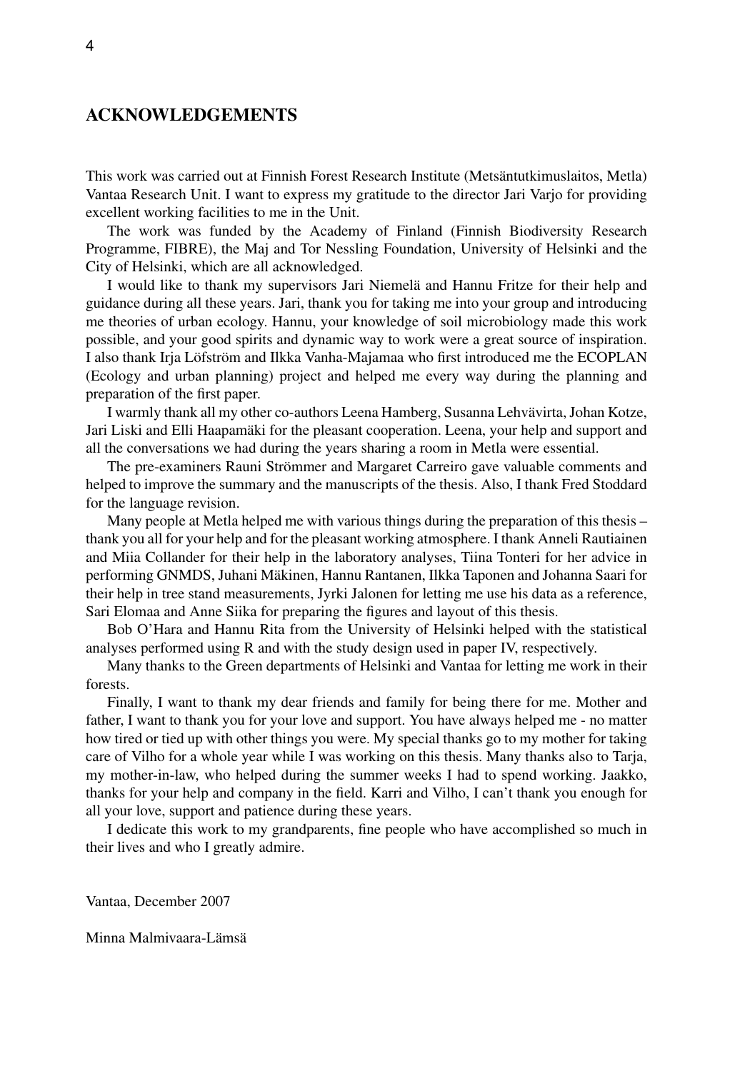# ACKNOWLEDGEMENTS

This work was carried out at Finnish Forest Research Institute (Metsäntutkimuslaitos, Metla) Vantaa Research Unit. I want to express my gratitude to the director Jari Varjo for providing excellent working facilities to me in the Unit.

The work was funded by the Academy of Finland (Finnish Biodiversity Research Programme, FIBRE), the Maj and Tor Nessling Foundation, University of Helsinki and the City of Helsinki, which are all acknowledged.

I would like to thank my supervisors Jari Niemelä and Hannu Fritze for their help and guidance during all these years. Jari, thank you for taking me into your group and introducing me theories of urban ecology. Hannu, your knowledge of soil microbiology made this work possible, and your good spirits and dynamic way to work were a great source of inspiration. I also thank Irja Löfström and Ilkka Vanha-Majamaa who first introduced me the ECOPLAN (Ecology and urban planning) project and helped me every way during the planning and preparation of the first paper.

I warmly thank all my other co-authors Leena Hamberg, Susanna Lehvävirta, Johan Kotze, Jari Liski and Elli Haapamäki for the pleasant cooperation. Leena, your help and support and all the conversations we had during the years sharing a room in Metla were essential.

The pre-examiners Rauni Strömmer and Margaret Carreiro gave valuable comments and helped to improve the summary and the manuscripts of the thesis. Also, I thank Fred Stoddard for the language revision.

Many people at Metla helped me with various things during the preparation of this thesis – thank you all for your help and for the pleasant working atmosphere. I thank Anneli Rautiainen and Miia Collander for their help in the laboratory analyses, Tiina Tonteri for her advice in performing GNMDS, Juhani Mäkinen, Hannu Rantanen, Ilkka Taponen and Johanna Saari for their help in tree stand measurements, Jyrki Jalonen for letting me use his data as a reference, Sari Elomaa and Anne Siika for preparing the figures and layout of this thesis.

Bob O'Hara and Hannu Rita from the University of Helsinki helped with the statistical analyses performed using R and with the study design used in paper IV, respectively.

Many thanks to the Green departments of Helsinki and Vantaa for letting me work in their forests.

Finally, I want to thank my dear friends and family for being there for me. Mother and father, I want to thank you for your love and support. You have always helped me - no matter how tired or tied up with other things you were. My special thanks go to my mother for taking care of Vilho for a whole year while I was working on this thesis. Many thanks also to Tarja, my mother-in-law, who helped during the summer weeks I had to spend working. Jaakko, thanks for your help and company in the field. Karri and Vilho, I can't thank you enough for all your love, support and patience during these years.

I dedicate this work to my grandparents, fine people who have accomplished so much in their lives and who I greatly admire.

Vantaa, December 2007

Minna Malmivaara-Lämsä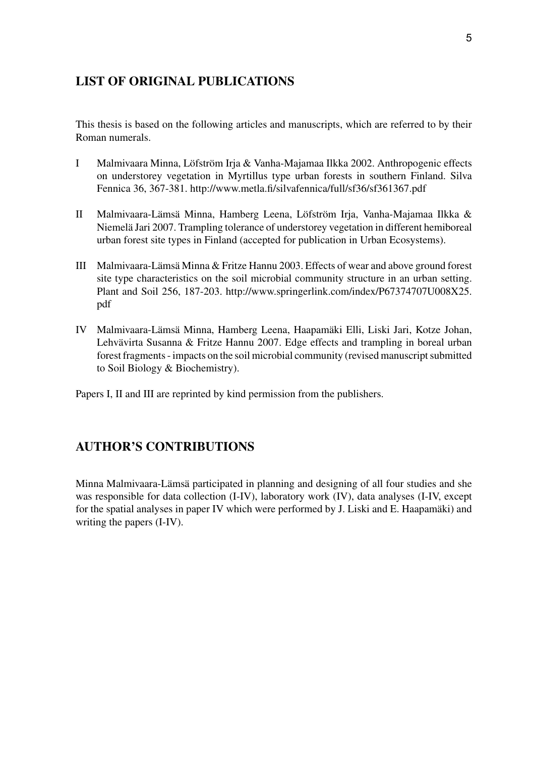## LIST OF ORIGINAL PUBLICATIONS

This thesis is based on the following articles and manuscripts, which are referred to by their Roman numerals.

I Malmivaara Minna, Löfström Irja & Vanha-Majamaa Ilkka 2002. Anthropogenic effects on understorey vegetation in Myrtillus type urban forests in southern Finland. Silva Fennica 36, 367-381. http://www.metla.fi/silvafennica/full/sf36/sf361367.pdf

II Malmivaara-Lämsä Minna, Hamberg Leena, Löfström Irja, Vanha-Majamaa Ilkka & Niemelä Jari 2007. Trampling tolerance of understorey vegetation in different hemiboreal urban forest site types in Finland (accepted for publication in Urban Ecosystems).

III Malmivaara-Lämsä Minna & Fritze Hannu 2003. Effects of wear and above ground forest site type characteristics on the soil microbial community structure in an urban setting. Plant and Soil 256, 187-203. http://www.springerlink.com/index/P67374707U008X25.pdf

IV Malmivaara-Lämsä Minna, Hamberg Leena, Haapamäki Elli, Liski Jari, Kotze Johan, Lehvävirta Susanna & Fritze Hannu 2007. Edge effects and trampling in boreal urban forest fragments - impacts on the soil microbial community (revised manuscript submitted to Soil Biology & Biochemistry).

Papers I, II and III are reprinted by kind permission from the publishers.

## AUTHOR'S CONTRIBUTIONS

Minna Malmivaara-Lämsä participated in planning and designing of all four studies and she was responsible for data collection (I-IV), laboratory work (IV), data analyses (I-IV, except for the spatial analyses in paper IV which were performed by J. Liski and E. Haapamäki) and writing the papers (I-IV).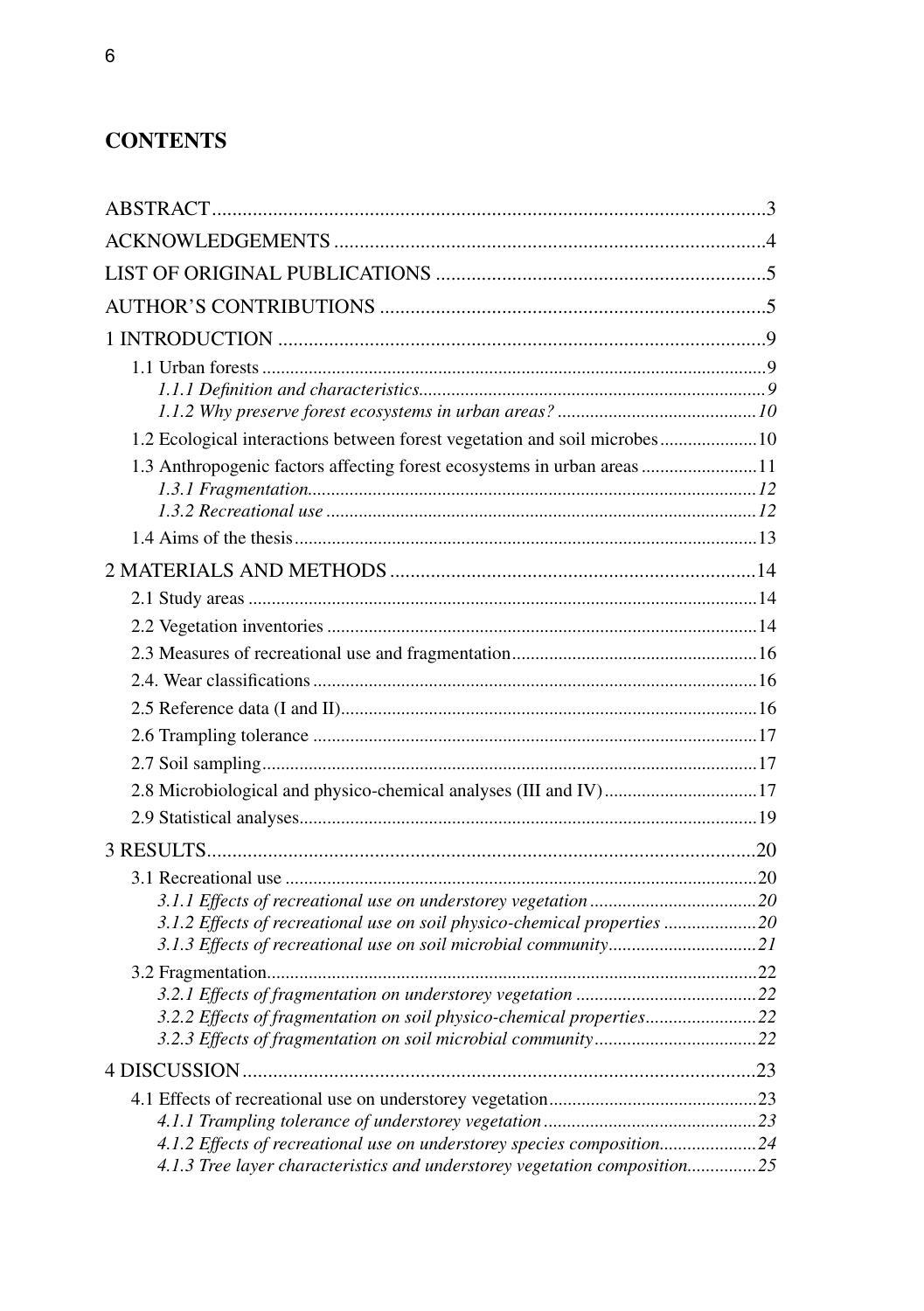# CONTENTS

ABSTRACT ..... 3

ACKNOWLEDGEMENTS ..... 4

LIST OF ORIGINAL PUBLICATIONS ..... 5

AUTHOR'S CONTRIBUTIONS ..... 5

1 INTRODUCTION ..... 9

- 1.1 Urban forests ..... 9
  - *1.1.1 Definition and characteristics ..... 9*
  - *1.1.2 Why preserve forest ecosystems in urban areas? ..... 10*
- 1.2 Ecological interactions between forest vegetation and soil microbes ..... 10
- 1.3 Anthropogenic factors affecting forest ecosystems in urban areas ..... 11
  - *1.3.1 Fragmentation ..... 12*
  - *1.3.2 Recreational use ..... 12*
- 1.4 Aims of the thesis ..... 13

2 MATERIALS AND METHODS ..... 14

- 2.1 Study areas ..... 14
- 2.2 Vegetation inventories ..... 14
- 2.3 Measures of recreational use and fragmentation ..... 16
- 2.4. Wear classifications ..... 16
- 2.5 Reference data (I and II) ..... 16
- 2.6 Trampling tolerance ..... 17
- 2.7 Soil sampling ..... 17
- 2.8 Microbiological and physico-chemical analyses (III and IV) ..... 17
- 2.9 Statistical analyses ..... 19

3 RESULTS ..... 20

- 3.1 Recreational use ..... 20
  - *3.1.1 Effects of recreational use on understorey vegetation ..... 20*
  - *3.1.2 Effects of recreational use on soil physico-chemical properties ..... 20*
  - *3.1.3 Effects of recreational use on soil microbial community ..... 21*
- 3.2 Fragmentation ..... 22
  - *3.2.1 Effects of fragmentation on understorey vegetation ..... 22*
  - *3.2.2 Effects of fragmentation on soil physico-chemical properties ..... 22*
  - *3.2.3 Effects of fragmentation on soil microbial community ..... 22*

4 DISCUSSION ..... 23

- 4.1 Effects of recreational use on understorey vegetation ..... 23
  - *4.1.1 Trampling tolerance of understorey vegetation ..... 23*
  - *4.1.2 Effects of recreational use on understorey species composition ..... 24*
  - *4.1.3 Tree layer characteristics and understorey vegetation composition ..... 25*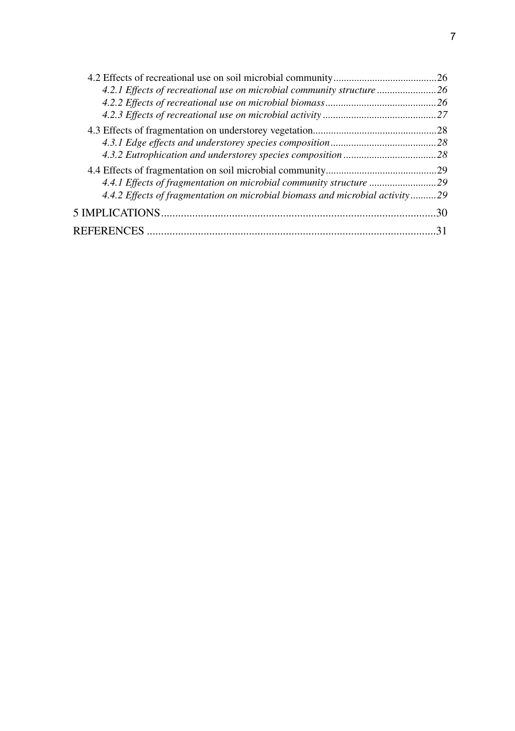4.2 Effects of recreational use on soil microbial community........................................26

*4.2.1 Effects of recreational use on microbial community structure .......................26*

*4.2.2 Effects of recreational use on microbial biomass...........................................26*

*4.2.3 Effects of recreational use on microbial activity ............................................27*

4.3 Effects of fragmentation on understorey vegetation................................................28

*4.3.1 Edge effects and understorey species composition.........................................28*

*4.3.2 Eutrophication and understorey species composition ....................................28*

4.4 Effects of fragmentation on soil microbial community...........................................29

*4.4.1 Effects of fragmentation on microbial community structure ..........................29*

*4.4.2 Effects of fragmentation on microbial biomass and microbial activity..........29*

5 IMPLICATIONS..................................................................................................30

REFERENCES .......................................................................................................31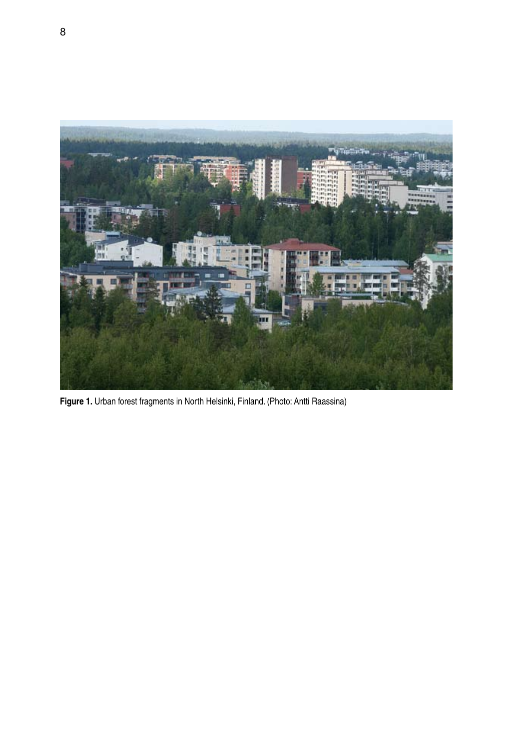**Figure 1.** Urban forest fragments in North Helsinki, Finland. (Photo: Antti Raassina)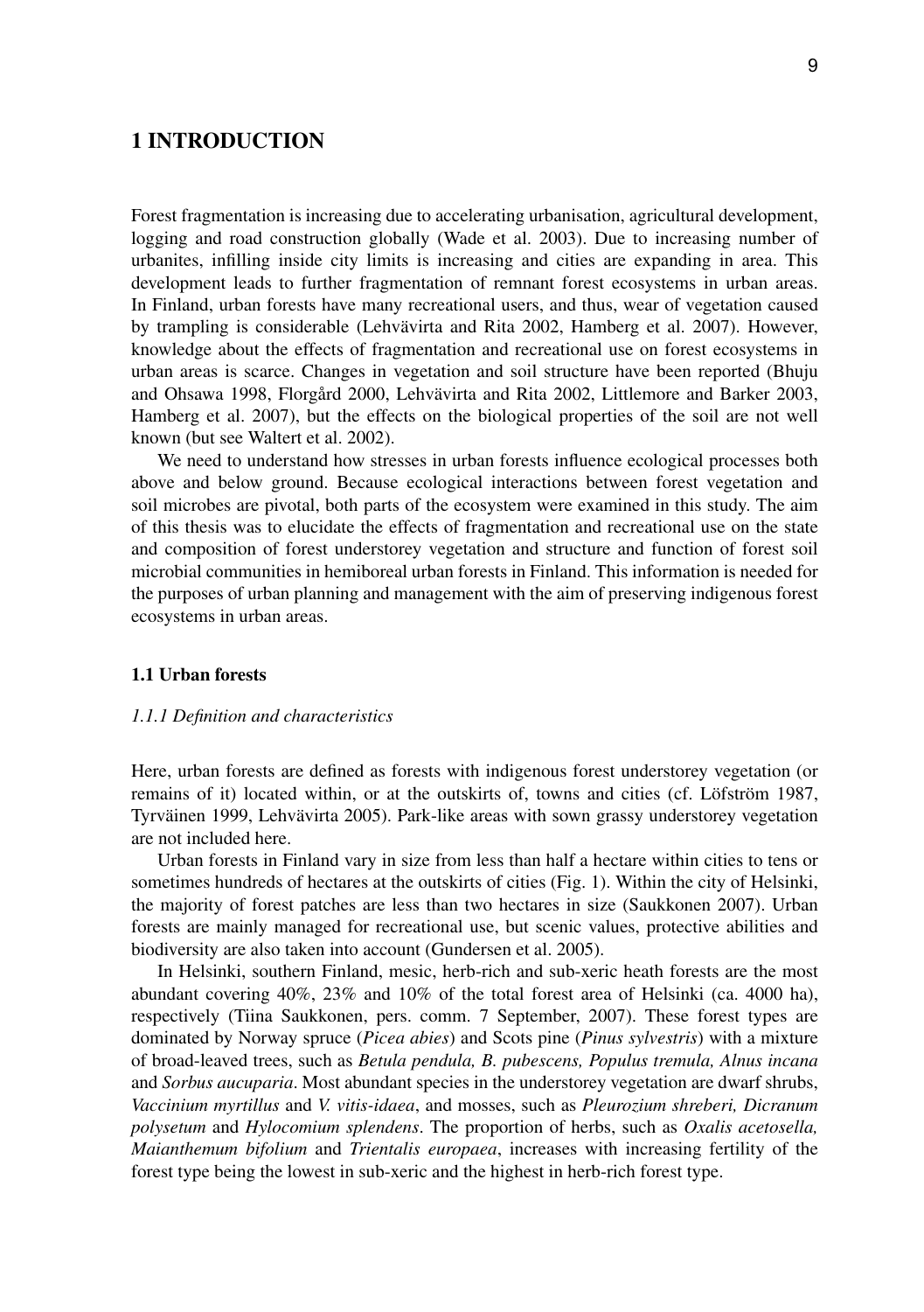# 1 INTRODUCTION

Forest fragmentation is increasing due to accelerating urbanisation, agricultural development, logging and road construction globally (Wade et al. 2003). Due to increasing number of urbanites, infilling inside city limits is increasing and cities are expanding in area. This development leads to further fragmentation of remnant forest ecosystems in urban areas. In Finland, urban forests have many recreational users, and thus, wear of vegetation caused by trampling is considerable (Lehvävirta and Rita 2002, Hamberg et al. 2007). However, knowledge about the effects of fragmentation and recreational use on forest ecosystems in urban areas is scarce. Changes in vegetation and soil structure have been reported (Bhuju and Ohsawa 1998, Florgård 2000, Lehvävirta and Rita 2002, Littlemore and Barker 2003, Hamberg et al. 2007), but the effects on the biological properties of the soil are not well known (but see Waltert et al. 2002).

We need to understand how stresses in urban forests influence ecological processes both above and below ground. Because ecological interactions between forest vegetation and soil microbes are pivotal, both parts of the ecosystem were examined in this study. The aim of this thesis was to elucidate the effects of fragmentation and recreational use on the state and composition of forest understorey vegetation and structure and function of forest soil microbial communities in hemiboreal urban forests in Finland. This information is needed for the purposes of urban planning and management with the aim of preserving indigenous forest ecosystems in urban areas.

## 1.1 Urban forests

### *1.1.1 Definition and characteristics*

Here, urban forests are defined as forests with indigenous forest understorey vegetation (or remains of it) located within, or at the outskirts of, towns and cities (cf. Löfström 1987, Tyrväinen 1999, Lehvävirta 2005). Park-like areas with sown grassy understorey vegetation are not included here.

Urban forests in Finland vary in size from less than half a hectare within cities to tens or sometimes hundreds of hectares at the outskirts of cities (Fig. 1). Within the city of Helsinki, the majority of forest patches are less than two hectares in size (Saukkonen 2007). Urban forests are mainly managed for recreational use, but scenic values, protective abilities and biodiversity are also taken into account (Gundersen et al. 2005).

In Helsinki, southern Finland, mesic, herb-rich and sub-xeric heath forests are the most abundant covering 40%, 23% and 10% of the total forest area of Helsinki (ca. 4000 ha), respectively (Tiina Saukkonen, pers. comm. 7 September, 2007). These forest types are dominated by Norway spruce (*Picea abies*) and Scots pine (*Pinus sylvestris*) with a mixture of broad-leaved trees, such as *Betula pendula, B. pubescens, Populus tremula, Alnus incana* and *Sorbus aucuparia*. Most abundant species in the understorey vegetation are dwarf shrubs, *Vaccinium myrtillus* and *V. vitis-idaea*, and mosses, such as *Pleurozium shreberi, Dicranum polysetum* and *Hylocomium splendens*. The proportion of herbs, such as *Oxalis acetosella, Maianthemum bifolium* and *Trientalis europaea*, increases with increasing fertility of the forest type being the lowest in sub-xeric and the highest in herb-rich forest type.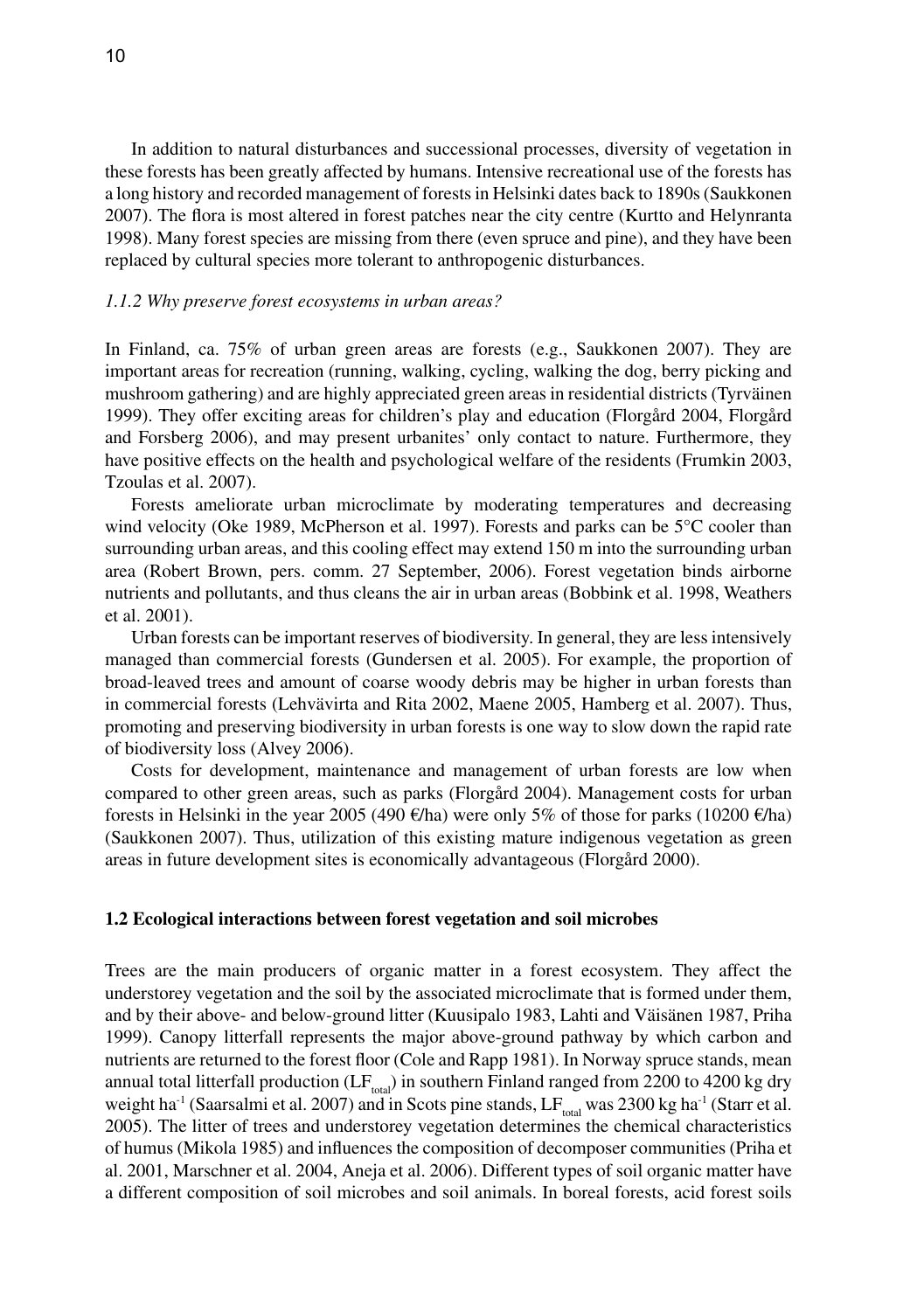In addition to natural disturbances and successional processes, diversity of vegetation in these forests has been greatly affected by humans. Intensive recreational use of the forests has a long history and recorded management of forests in Helsinki dates back to 1890s (Saukkonen 2007). The flora is most altered in forest patches near the city centre (Kurtto and Helynranta 1998). Many forest species are missing from there (even spruce and pine), and they have been replaced by cultural species more tolerant to anthropogenic disturbances.

### *1.1.2 Why preserve forest ecosystems in urban areas?*

In Finland, ca. 75% of urban green areas are forests (e.g., Saukkonen 2007). They are important areas for recreation (running, walking, cycling, walking the dog, berry picking and mushroom gathering) and are highly appreciated green areas in residential districts (Tyrväinen 1999). They offer exciting areas for children's play and education (Florgård 2004, Florgård and Forsberg 2006), and may present urbanites' only contact to nature. Furthermore, they have positive effects on the health and psychological welfare of the residents (Frumkin 2003, Tzoulas et al. 2007).

Forests ameliorate urban microclimate by moderating temperatures and decreasing wind velocity (Oke 1989, McPherson et al. 1997). Forests and parks can be 5°C cooler than surrounding urban areas, and this cooling effect may extend 150 m into the surrounding urban area (Robert Brown, pers. comm. 27 September, 2006). Forest vegetation binds airborne nutrients and pollutants, and thus cleans the air in urban areas (Bobbink et al. 1998, Weathers et al. 2001).

Urban forests can be important reserves of biodiversity. In general, they are less intensively managed than commercial forests (Gundersen et al. 2005). For example, the proportion of broad-leaved trees and amount of coarse woody debris may be higher in urban forests than in commercial forests (Lehvävirta and Rita 2002, Maene 2005, Hamberg et al. 2007). Thus, promoting and preserving biodiversity in urban forests is one way to slow down the rapid rate of biodiversity loss (Alvey 2006).

Costs for development, maintenance and management of urban forests are low when compared to other green areas, such as parks (Florgård 2004). Management costs for urban forests in Helsinki in the year 2005 (490 €/ha) were only 5% of those for parks (10200 €/ha) (Saukkonen 2007). Thus, utilization of this existing mature indigenous vegetation as green areas in future development sites is economically advantageous (Florgård 2000).

## 1.2 Ecological interactions between forest vegetation and soil microbes

Trees are the main producers of organic matter in a forest ecosystem. They affect the understorey vegetation and the soil by the associated microclimate that is formed under them, and by their above- and below-ground litter (Kuusipalo 1983, Lahti and Väisänen 1987, Priha 1999). Canopy litterfall represents the major above-ground pathway by which carbon and nutrients are returned to the forest floor (Cole and Rapp 1981). In Norway spruce stands, mean annual total litterfall production ($LF_{total}$) in southern Finland ranged from 2200 to 4200 kg dry weight $ha^{-1}$ (Saarsalmi et al. 2007) and in Scots pine stands, $LF_{total}$ was 2300 kg $ha^{-1}$ (Starr et al. 2005). The litter of trees and understorey vegetation determines the chemical characteristics of humus (Mikola 1985) and influences the composition of decomposer communities (Priha et al. 2001, Marschner et al. 2004, Aneja et al. 2006). Different types of soil organic matter have a different composition of soil microbes and soil animals. In boreal forests, acid forest soils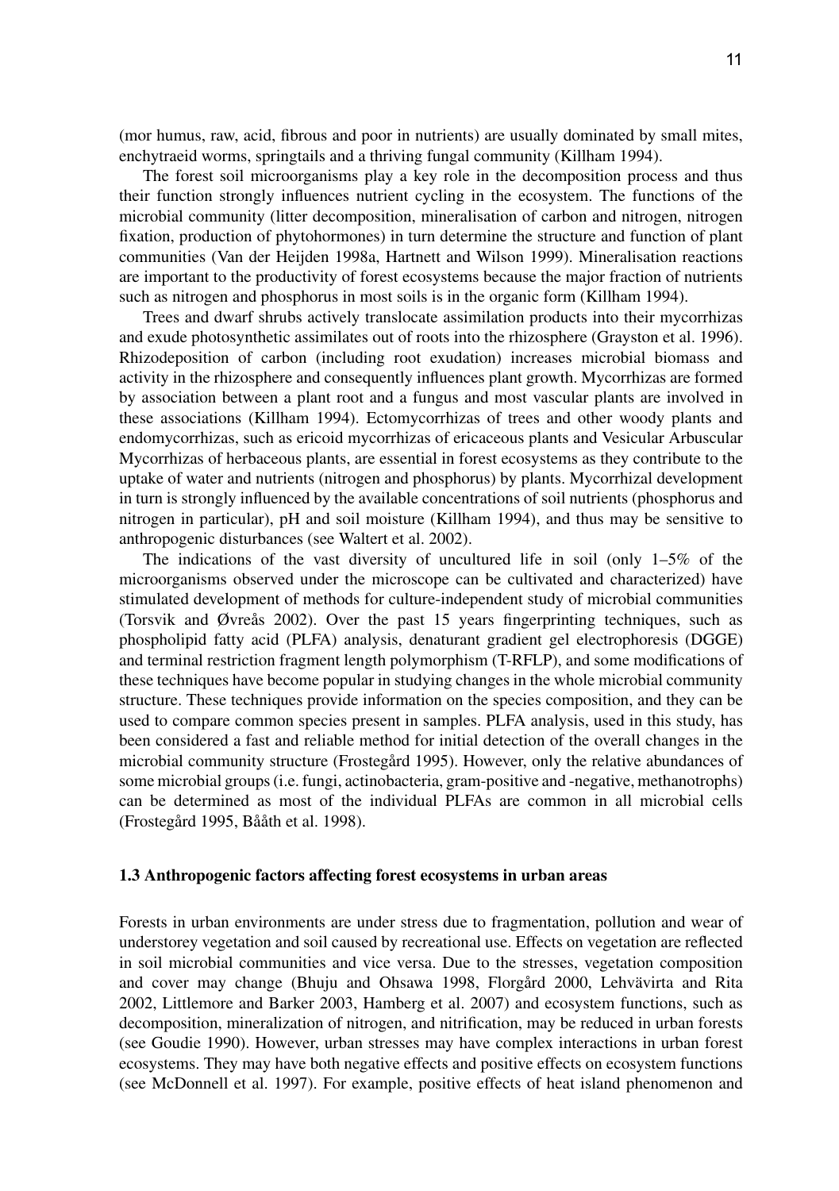(mor humus, raw, acid, fibrous and poor in nutrients) are usually dominated by small mites, enchytraeid worms, springtails and a thriving fungal community (Killham 1994).

The forest soil microorganisms play a key role in the decomposition process and thus their function strongly influences nutrient cycling in the ecosystem. The functions of the microbial community (litter decomposition, mineralisation of carbon and nitrogen, nitrogen fixation, production of phytohormones) in turn determine the structure and function of plant communities (Van der Heijden 1998a, Hartnett and Wilson 1999). Mineralisation reactions are important to the productivity of forest ecosystems because the major fraction of nutrients such as nitrogen and phosphorus in most soils is in the organic form (Killham 1994).

Trees and dwarf shrubs actively translocate assimilation products into their mycorrhizas and exude photosynthetic assimilates out of roots into the rhizosphere (Grayston et al. 1996). Rhizodeposition of carbon (including root exudation) increases microbial biomass and activity in the rhizosphere and consequently influences plant growth. Mycorrhizas are formed by association between a plant root and a fungus and most vascular plants are involved in these associations (Killham 1994). Ectomycorrhizas of trees and other woody plants and endomycorrhizas, such as ericoid mycorrhizas of ericaceous plants and Vesicular Arbuscular Mycorrhizas of herbaceous plants, are essential in forest ecosystems as they contribute to the uptake of water and nutrients (nitrogen and phosphorus) by plants. Mycorrhizal development in turn is strongly influenced by the available concentrations of soil nutrients (phosphorus and nitrogen in particular), pH and soil moisture (Killham 1994), and thus may be sensitive to anthropogenic disturbances (see Waltert et al. 2002).

The indications of the vast diversity of uncultured life in soil (only 1–5% of the microorganisms observed under the microscope can be cultivated and characterized) have stimulated development of methods for culture-independent study of microbial communities (Torsvik and Øvreås 2002). Over the past 15 years fingerprinting techniques, such as phospholipid fatty acid (PLFA) analysis, denaturant gradient gel electrophoresis (DGGE) and terminal restriction fragment length polymorphism (T-RFLP), and some modifications of these techniques have become popular in studying changes in the whole microbial community structure. These techniques provide information on the species composition, and they can be used to compare common species present in samples. PLFA analysis, used in this study, has been considered a fast and reliable method for initial detection of the overall changes in the microbial community structure (Frostegård 1995). However, only the relative abundances of some microbial groups (i.e. fungi, actinobacteria, gram-positive and -negative, methanotrophs) can be determined as most of the individual PLFAs are common in all microbial cells (Frostegård 1995, Bååth et al. 1998).

### 1.3 Anthropogenic factors affecting forest ecosystems in urban areas

Forests in urban environments are under stress due to fragmentation, pollution and wear of understorey vegetation and soil caused by recreational use. Effects on vegetation are reflected in soil microbial communities and vice versa. Due to the stresses, vegetation composition and cover may change (Bhuju and Ohsawa 1998, Florgård 2000, Lehvävirta and Rita 2002, Littlemore and Barker 2003, Hamberg et al. 2007) and ecosystem functions, such as decomposition, mineralization of nitrogen, and nitrification, may be reduced in urban forests (see Goudie 1990). However, urban stresses may have complex interactions in urban forest ecosystems. They may have both negative effects and positive effects on ecosystem functions (see McDonnell et al. 1997). For example, positive effects of heat island phenomenon and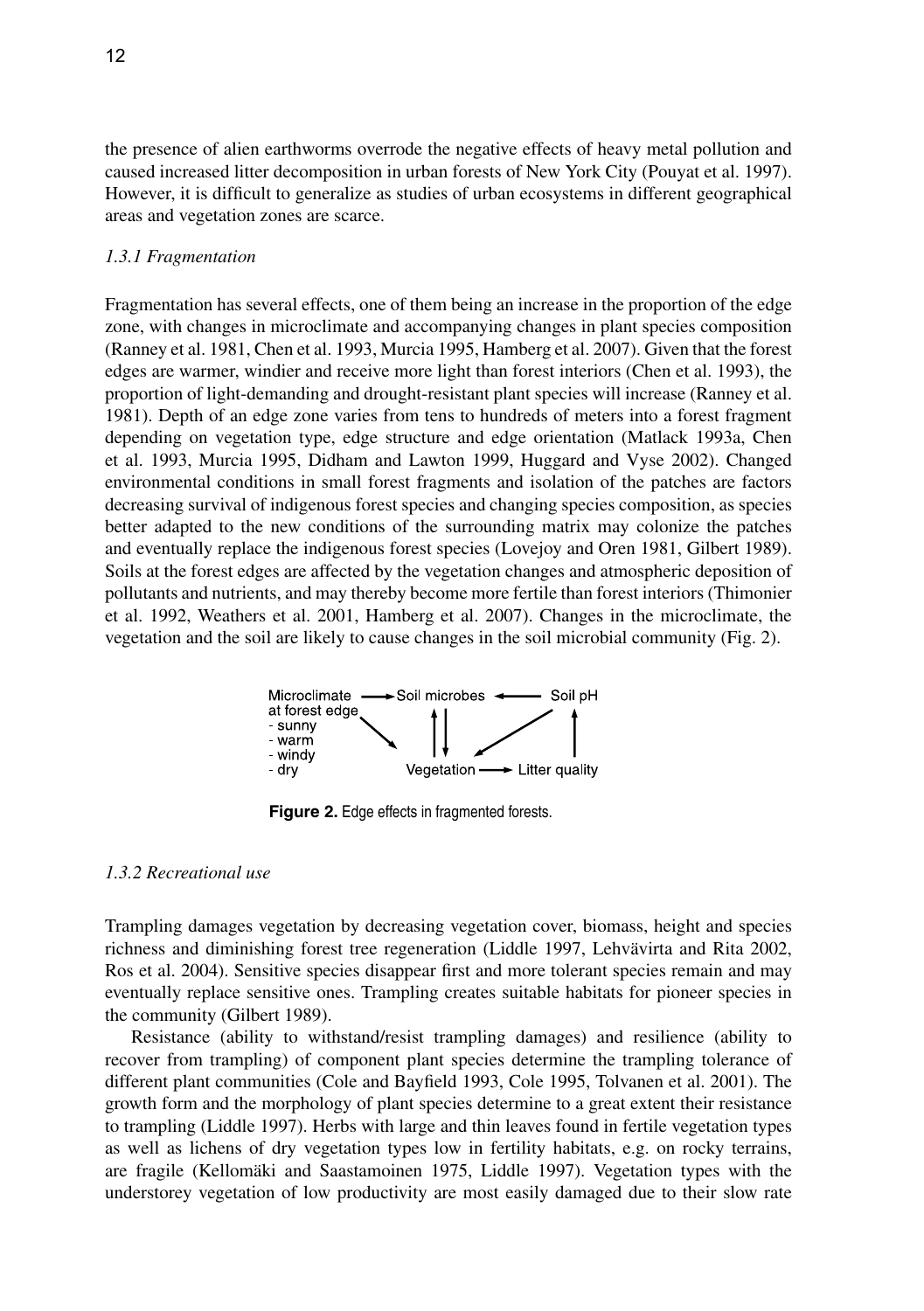the presence of alien earthworms overrode the negative effects of heavy metal pollution and caused increased litter decomposition in urban forests of New York City (Pouyat et al. 1997). However, it is difficult to generalize as studies of urban ecosystems in different geographical areas and vegetation zones are scarce.

### *1.3.1 Fragmentation*

Fragmentation has several effects, one of them being an increase in the proportion of the edge zone, with changes in microclimate and accompanying changes in plant species composition (Ranney et al. 1981, Chen et al. 1993, Murcia 1995, Hamberg et al. 2007). Given that the forest edges are warmer, windier and receive more light than forest interiors (Chen et al. 1993), the proportion of light-demanding and drought-resistant plant species will increase (Ranney et al. 1981). Depth of an edge zone varies from tens to hundreds of meters into a forest fragment depending on vegetation type, edge structure and edge orientation (Matlack 1993a, Chen et al. 1993, Murcia 1995, Didham and Lawton 1999, Huggard and Vyse 2002). Changed environmental conditions in small forest fragments and isolation of the patches are factors decreasing survival of indigenous forest species and changing species composition, as species better adapted to the new conditions of the surrounding matrix may colonize the patches and eventually replace the indigenous forest species (Lovejoy and Oren 1981, Gilbert 1989). Soils at the forest edges are affected by the vegetation changes and atmospheric deposition of pollutants and nutrients, and may thereby become more fertile than forest interiors (Thimonier et al. 1992, Weathers et al. 2001, Hamberg et al. 2007). Changes in the microclimate, the vegetation and the soil are likely to cause changes in the soil microbial community (Fig. 2).

**Figure 2.** Edge effects in fragmented forests.

### *1.3.2 Recreational use*

Trampling damages vegetation by decreasing vegetation cover, biomass, height and species richness and diminishing forest tree regeneration (Liddle 1997, Lehvävirta and Rita 2002, Ros et al. 2004). Sensitive species disappear first and more tolerant species remain and may eventually replace sensitive ones. Trampling creates suitable habitats for pioneer species in the community (Gilbert 1989).

Resistance (ability to withstand/resist trampling damages) and resilience (ability to recover from trampling) of component plant species determine the trampling tolerance of different plant communities (Cole and Bayfield 1993, Cole 1995, Tolvanen et al. 2001). The growth form and the morphology of plant species determine to a great extent their resistance to trampling (Liddle 1997). Herbs with large and thin leaves found in fertile vegetation types as well as lichens of dry vegetation types low in fertility habitats, e.g. on rocky terrains, are fragile (Kellomäki and Saastamoinen 1975, Liddle 1997). Vegetation types with the understorey vegetation of low productivity are most easily damaged due to their slow rate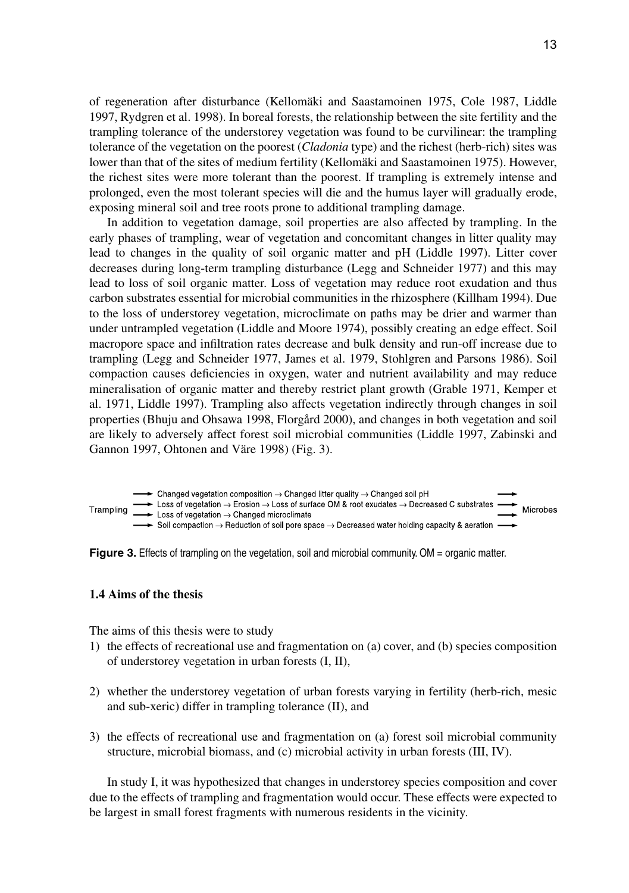of regeneration after disturbance (Kellomäki and Saastamoinen 1975, Cole 1987, Liddle 1997, Rydgren et al. 1998). In boreal forests, the relationship between the site fertility and the trampling tolerance of the understorey vegetation was found to be curvilinear: the trampling tolerance of the vegetation on the poorest (*Cladonia* type) and the richest (herb-rich) sites was lower than that of the sites of medium fertility (Kellomäki and Saastamoinen 1975). However, the richest sites were more tolerant than the poorest. If trampling is extremely intense and prolonged, even the most tolerant species will die and the humus layer will gradually erode, exposing mineral soil and tree roots prone to additional trampling damage.

In addition to vegetation damage, soil properties are also affected by trampling. In the early phases of trampling, wear of vegetation and concomitant changes in litter quality may lead to changes in the quality of soil organic matter and pH (Liddle 1997). Litter cover decreases during long-term trampling disturbance (Legg and Schneider 1977) and this may lead to loss of soil organic matter. Loss of vegetation may reduce root exudation and thus carbon substrates essential for microbial communities in the rhizosphere (Killham 1994). Due to the loss of understorey vegetation, microclimate on paths may be drier and warmer than under untrampled vegetation (Liddle and Moore 1974), possibly creating an edge effect. Soil macropore space and infiltration rates decrease and bulk density and run-off increase due to trampling (Legg and Schneider 1977, James et al. 1979, Stohlgren and Parsons 1986). Soil compaction causes deficiencies in oxygen, water and nutrient availability and may reduce mineralisation of organic matter and thereby restrict plant growth (Grable 1971, Kemper et al. 1971, Liddle 1997). Trampling also affects vegetation indirectly through changes in soil properties (Bhuju and Ohsawa 1998, Florgård 2000), and changes in both vegetation and soil are likely to adversely affect forest soil microbial communities (Liddle 1997, Zabinski and Gannon 1997, Ohtonen and Väre 1998) (Fig. 3).

Trampling → Changed vegetation composition → Changed litter quality → Changed soil pH → Microbes
Trampling → Loss of vegetation → Erosion → Loss of surface OM & root exudates → Decreased C substrates → Microbes
Trampling → Loss of vegetation → Changed microclimate → Microbes
Trampling → Soil compaction → Reduction of soil pore space → Decreased water holding capacity & aeration → Microbes

**Figure 3.** Effects of trampling on the vegetation, soil and microbial community. OM = organic matter.

### 1.4 Aims of the thesis

The aims of this thesis were to study

1) the effects of recreational use and fragmentation on (a) cover, and (b) species composition of understorey vegetation in urban forests (I, II),

2) whether the understorey vegetation of urban forests varying in fertility (herb-rich, mesic and sub-xeric) differ in trampling tolerance (II), and

3) the effects of recreational use and fragmentation on (a) forest soil microbial community structure, microbial biomass, and (c) microbial activity in urban forests (III, IV).

In study I, it was hypothesized that changes in understorey species composition and cover due to the effects of trampling and fragmentation would occur. These effects were expected to be largest in small forest fragments with numerous residents in the vicinity.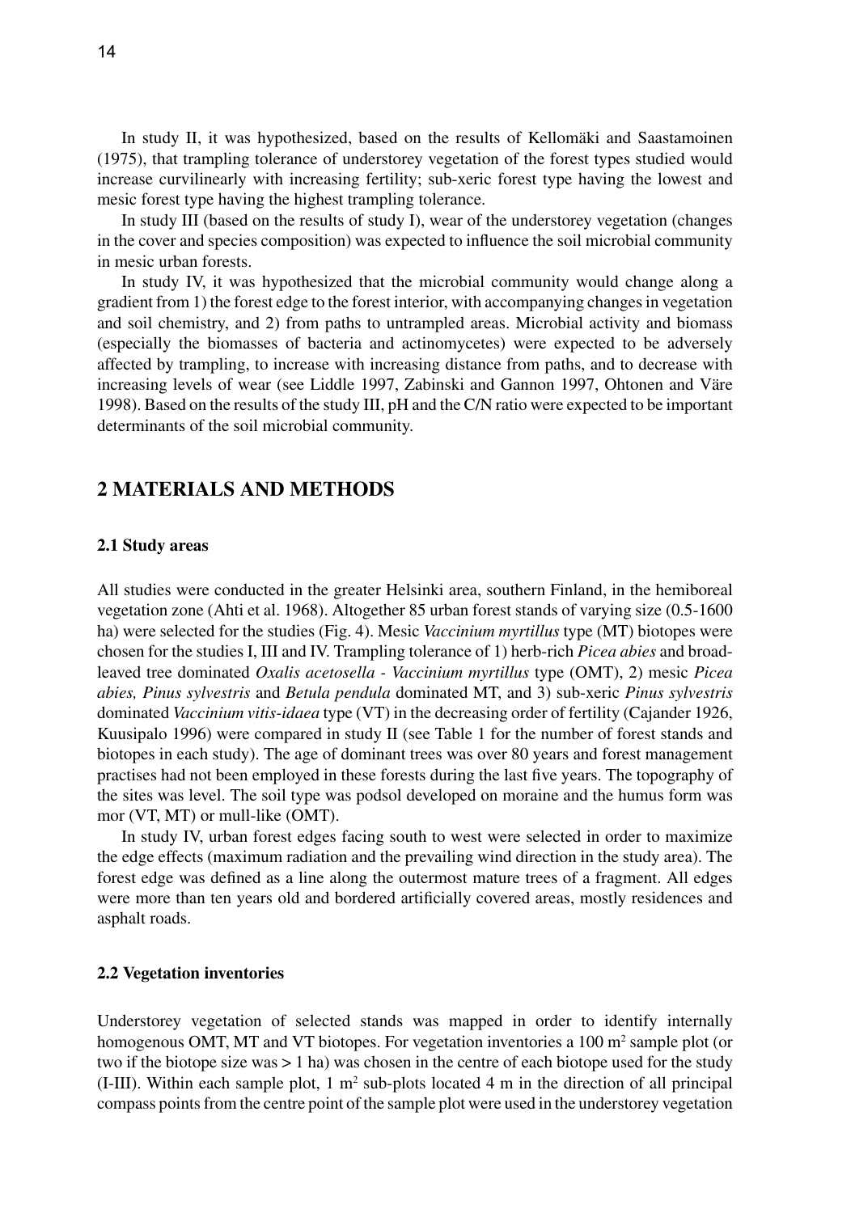In study II, it was hypothesized, based on the results of Kellomäki and Saastamoinen (1975), that trampling tolerance of understorey vegetation of the forest types studied would increase curvilinearly with increasing fertility; sub-xeric forest type having the lowest and mesic forest type having the highest trampling tolerance.

In study III (based on the results of study I), wear of the understorey vegetation (changes in the cover and species composition) was expected to influence the soil microbial community in mesic urban forests.

In study IV, it was hypothesized that the microbial community would change along a gradient from 1) the forest edge to the forest interior, with accompanying changes in vegetation and soil chemistry, and 2) from paths to untrampled areas. Microbial activity and biomass (especially the biomasses of bacteria and actinomycetes) were expected to be adversely affected by trampling, to increase with increasing distance from paths, and to decrease with increasing levels of wear (see Liddle 1997, Zabinski and Gannon 1997, Ohtonen and Väre 1998). Based on the results of the study III, pH and the C/N ratio were expected to be important determinants of the soil microbial community.

## 2 MATERIALS AND METHODS

### 2.1 Study areas

All studies were conducted in the greater Helsinki area, southern Finland, in the hemiboreal vegetation zone (Ahti et al. 1968). Altogether 85 urban forest stands of varying size (0.5-1600 ha) were selected for the studies (Fig. 4). Mesic *Vaccinium myrtillus* type (MT) biotopes were chosen for the studies I, III and IV. Trampling tolerance of 1) herb-rich *Picea abies* and broad-leaved tree dominated *Oxalis acetosella - Vaccinium myrtillus* type (OMT), 2) mesic *Picea abies, Pinus sylvestris* and *Betula pendula* dominated MT, and 3) sub-xeric *Pinus sylvestris* dominated *Vaccinium vitis-idaea* type (VT) in the decreasing order of fertility (Cajander 1926, Kuusipalo 1996) were compared in study II (see Table 1 for the number of forest stands and biotopes in each study). The age of dominant trees was over 80 years and forest management practises had not been employed in these forests during the last five years. The topography of the sites was level. The soil type was podsol developed on moraine and the humus form was mor (VT, MT) or mull-like (OMT).

In study IV, urban forest edges facing south to west were selected in order to maximize the edge effects (maximum radiation and the prevailing wind direction in the study area). The forest edge was defined as a line along the outermost mature trees of a fragment. All edges were more than ten years old and bordered artificially covered areas, mostly residences and asphalt roads.

### 2.2 Vegetation inventories

Understorey vegetation of selected stands was mapped in order to identify internally homogenous OMT, MT and VT biotopes. For vegetation inventories a 100 m$^2$ sample plot (or two if the biotope size was > 1 ha) was chosen in the centre of each biotope used for the study (I-III). Within each sample plot, 1 m$^2$ sub-plots located 4 m in the direction of all principal compass points from the centre point of the sample plot were used in the understorey vegetation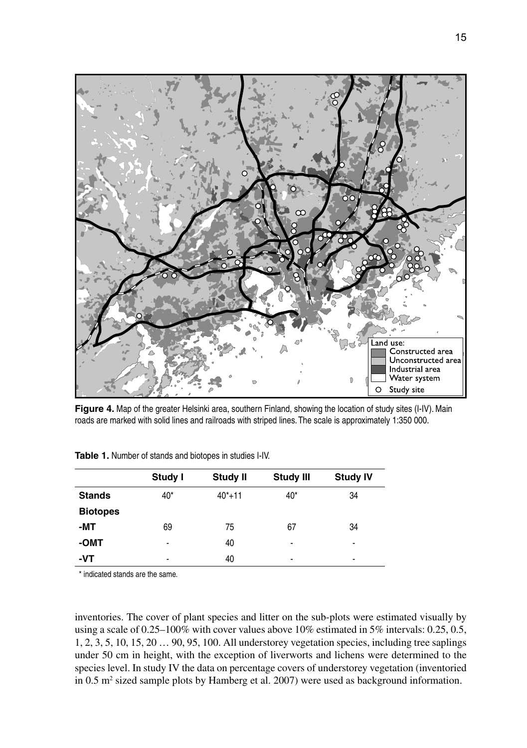**Figure 4.** Map of the greater Helsinki area, southern Finland, showing the location of study sites (I-IV). Main roads are marked with solid lines and railroads with striped lines. The scale is approximately 1:350 000.

**Table 1.** Number of stands and biotopes in studies I-IV.

| | **Study I** | **Study II** | **Study III** | **Study IV** |
|---|---|---|---|---|
| **Stands** | 40* | 40*+11 | 40* | 34 |
| **Biotopes** | | | | |
| **-MT** | 69 | 75 | 67 | 34 |
| **-OMT** | - | 40 | - | - |
| **-VT** | - | 40 | - | - |

\* indicated stands are the same.

inventories. The cover of plant species and litter on the sub-plots were estimated visually by using a scale of 0.25–100% with cover values above 10% estimated in 5% intervals: 0.25, 0.5, 1, 2, 3, 5, 10, 15, 20 … 90, 95, 100. All understorey vegetation species, including tree saplings under 50 cm in height, with the exception of liverworts and lichens were determined to the species level. In study IV the data on percentage covers of understorey vegetation (inventoried in 0.5 $m^2$ sized sample plots by Hamberg et al. 2007) were used as background information.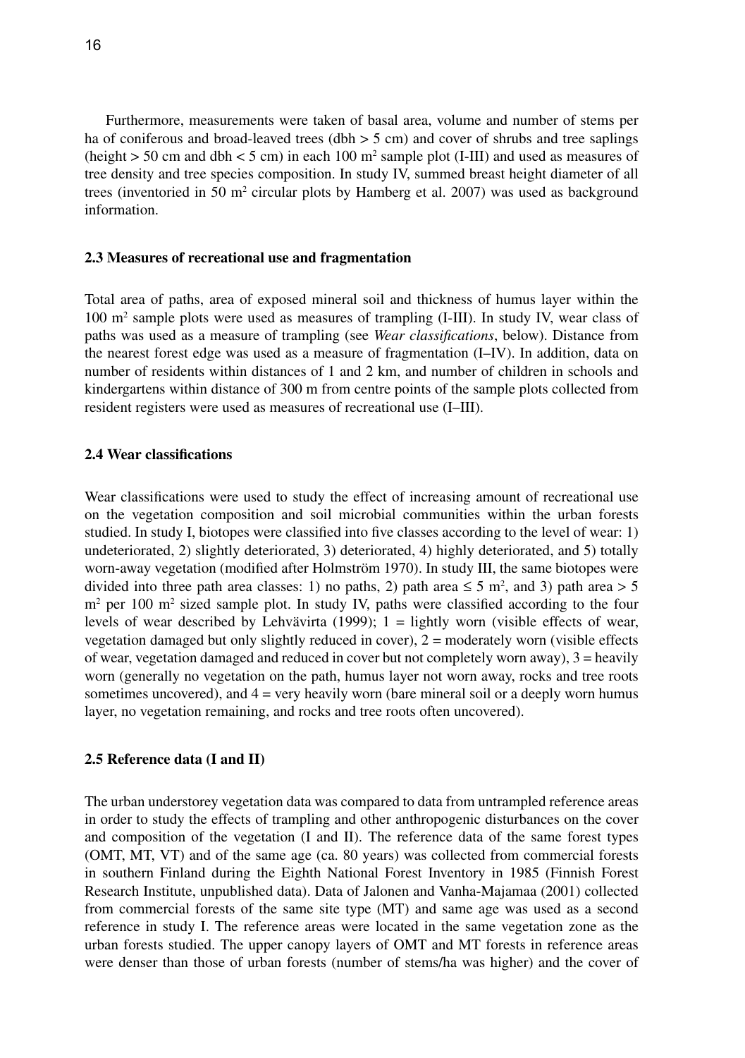Furthermore, measurements were taken of basal area, volume and number of stems per ha of coniferous and broad-leaved trees (dbh > 5 cm) and cover of shrubs and tree saplings (height > 50 cm and dbh < 5 cm) in each 100 $m^2$ sample plot (I-III) and used as measures of tree density and tree species composition. In study IV, summed breast height diameter of all trees (inventoried in 50 $m^2$ circular plots by Hamberg et al. 2007) was used as background information.

### 2.3 Measures of recreational use and fragmentation

Total area of paths, area of exposed mineral soil and thickness of humus layer within the 100 $m^2$ sample plots were used as measures of trampling (I-III). In study IV, wear class of paths was used as a measure of trampling (see *Wear classifications*, below). Distance from the nearest forest edge was used as a measure of fragmentation (I–IV). In addition, data on number of residents within distances of 1 and 2 km, and number of children in schools and kindergartens within distance of 300 m from centre points of the sample plots collected from resident registers were used as measures of recreational use (I–III).

### 2.4 Wear classifications

Wear classifications were used to study the effect of increasing amount of recreational use on the vegetation composition and soil microbial communities within the urban forests studied. In study I, biotopes were classified into five classes according to the level of wear: 1) undeteriorated, 2) slightly deteriorated, 3) deteriorated, 4) highly deteriorated, and 5) totally worn-away vegetation (modified after Holmström 1970). In study III, the same biotopes were divided into three path area classes: 1) no paths, 2) path area ≤ 5 $m^2$, and 3) path area > 5 $m^2$ per 100 $m^2$ sized sample plot. In study IV, paths were classified according to the four levels of wear described by Lehvävirta (1999); 1 = lightly worn (visible effects of wear, vegetation damaged but only slightly reduced in cover), 2 = moderately worn (visible effects of wear, vegetation damaged and reduced in cover but not completely worn away), 3 = heavily worn (generally no vegetation on the path, humus layer not worn away, rocks and tree roots sometimes uncovered), and 4 = very heavily worn (bare mineral soil or a deeply worn humus layer, no vegetation remaining, and rocks and tree roots often uncovered).

### 2.5 Reference data (I and II)

The urban understorey vegetation data was compared to data from untrampled reference areas in order to study the effects of trampling and other anthropogenic disturbances on the cover and composition of the vegetation (I and II). The reference data of the same forest types (OMT, MT, VT) and of the same age (ca. 80 years) was collected from commercial forests in southern Finland during the Eighth National Forest Inventory in 1985 (Finnish Forest Research Institute, unpublished data). Data of Jalonen and Vanha-Majamaa (2001) collected from commercial forests of the same site type (MT) and same age was used as a second reference in study I. The reference areas were located in the same vegetation zone as the urban forests studied. The upper canopy layers of OMT and MT forests in reference areas were denser than those of urban forests (number of stems/ha was higher) and the cover of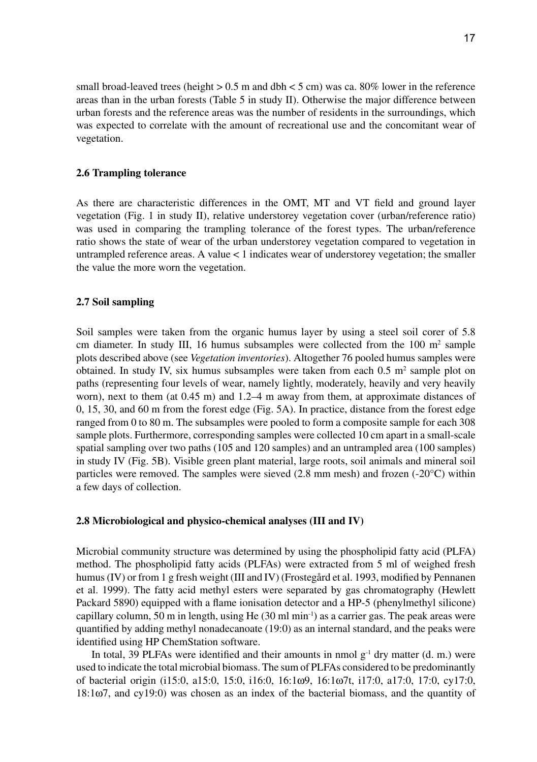small broad-leaved trees (height > 0.5 m and dbh < 5 cm) was ca. 80% lower in the reference areas than in the urban forests (Table 5 in study II). Otherwise the major difference between urban forests and the reference areas was the number of residents in the surroundings, which was expected to correlate with the amount of recreational use and the concomitant wear of vegetation.

### 2.6 Trampling tolerance

As there are characteristic differences in the OMT, MT and VT field and ground layer vegetation (Fig. 1 in study II), relative understorey vegetation cover (urban/reference ratio) was used in comparing the trampling tolerance of the forest types. The urban/reference ratio shows the state of wear of the urban understorey vegetation compared to vegetation in untrampled reference areas. A value < 1 indicates wear of understorey vegetation; the smaller the value the more worn the vegetation.

### 2.7 Soil sampling

Soil samples were taken from the organic humus layer by using a steel soil corer of 5.8 cm diameter. In study III, 16 humus subsamples were collected from the 100 $m^2$ sample plots described above (see *Vegetation inventories*). Altogether 76 pooled humus samples were obtained. In study IV, six humus subsamples were taken from each 0.5 $m^2$ sample plot on paths (representing four levels of wear, namely lightly, moderately, heavily and very heavily worn), next to them (at 0.45 m) and 1.2–4 m away from them, at approximate distances of 0, 15, 30, and 60 m from the forest edge (Fig. 5A). In practice, distance from the forest edge ranged from 0 to 80 m. The subsamples were pooled to form a composite sample for each 308 sample plots. Furthermore, corresponding samples were collected 10 cm apart in a small-scale spatial sampling over two paths (105 and 120 samples) and an untrampled area (100 samples) in study IV (Fig. 5B). Visible green plant material, large roots, soil animals and mineral soil particles were removed. The samples were sieved (2.8 mm mesh) and frozen (-20°C) within a few days of collection.

### 2.8 Microbiological and physico-chemical analyses (III and IV)

Microbial community structure was determined by using the phospholipid fatty acid (PLFA) method. The phospholipid fatty acids (PLFAs) were extracted from 5 ml of weighed fresh humus (IV) or from 1 g fresh weight (III and IV) (Frostegård et al. 1993, modified by Pennanen et al. 1999). The fatty acid methyl esters were separated by gas chromatography (Hewlett Packard 5890) equipped with a flame ionisation detector and a HP-5 (phenylmethyl silicone) capillary column, 50 m in length, using He (30 ml $min^{-1}$) as a carrier gas. The peak areas were quantified by adding methyl nonadecanoate (19:0) as an internal standard, and the peaks were identified using HP ChemStation software.

In total, 39 PLFAs were identified and their amounts in nmol $g^{-1}$ dry matter (d. m.) were used to indicate the total microbial biomass. The sum of PLFAs considered to be predominantly of bacterial origin (i15:0, a15:0, 15:0, i16:0, 16:1ω9, 16:1ω7t, i17:0, a17:0, 17:0, cy17:0, 18:1ω7, and cy19:0) was chosen as an index of the bacterial biomass, and the quantity of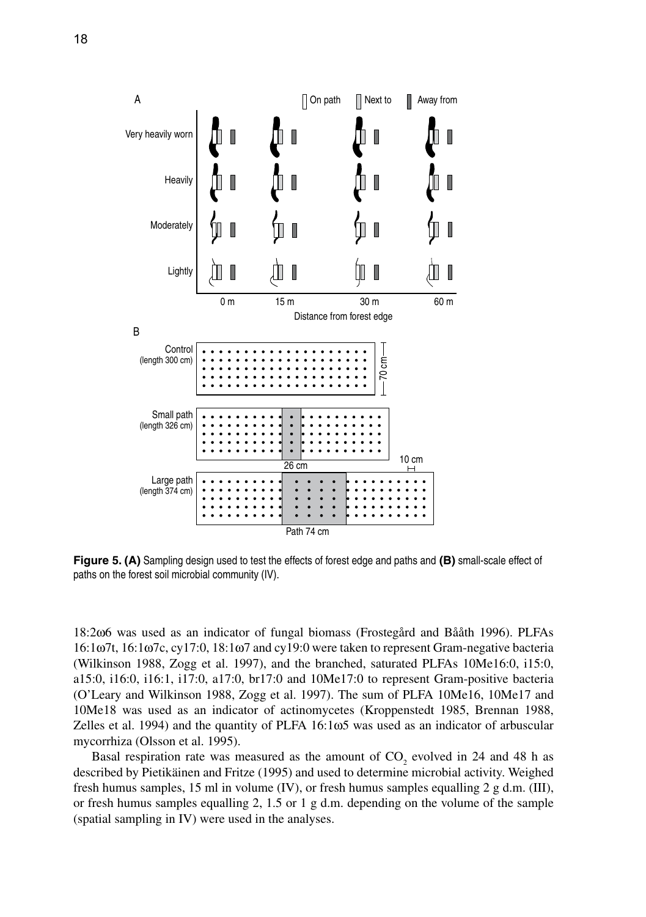**Figure 5. (A)** Sampling design used to test the effects of forest edge and paths and **(B)** small-scale effect of paths on the forest soil microbial community (IV).

18:2ω6 was used as an indicator of fungal biomass (Frostegård and Bååth 1996). PLFAs 16:1ω7t, 16:1ω7c, cy17:0, 18:1ω7 and cy19:0 were taken to represent Gram-negative bacteria (Wilkinson 1988, Zogg et al. 1997), and the branched, saturated PLFAs 10Me16:0, i15:0, a15:0, i16:0, i16:1, i17:0, a17:0, br17:0 and 10Me17:0 to represent Gram-positive bacteria (O'Leary and Wilkinson 1988, Zogg et al. 1997). The sum of PLFA 10Me16, 10Me17 and 10Me18 was used as an indicator of actinomycetes (Kroppenstedt 1985, Brennan 1988, Zelles et al. 1994) and the quantity of PLFA 16:1ω5 was used as an indicator of arbuscular mycorrhiza (Olsson et al. 1995).

Basal respiration rate was measured as the amount of $CO_2$ evolved in 24 and 48 h as described by Pietikäinen and Fritze (1995) and used to determine microbial activity. Weighed fresh humus samples, 15 ml in volume (IV), or fresh humus samples equalling 2 g d.m. (III), or fresh humus samples equalling 2, 1.5 or 1 g d.m. depending on the volume of the sample (spatial sampling in IV) were used in the analyses.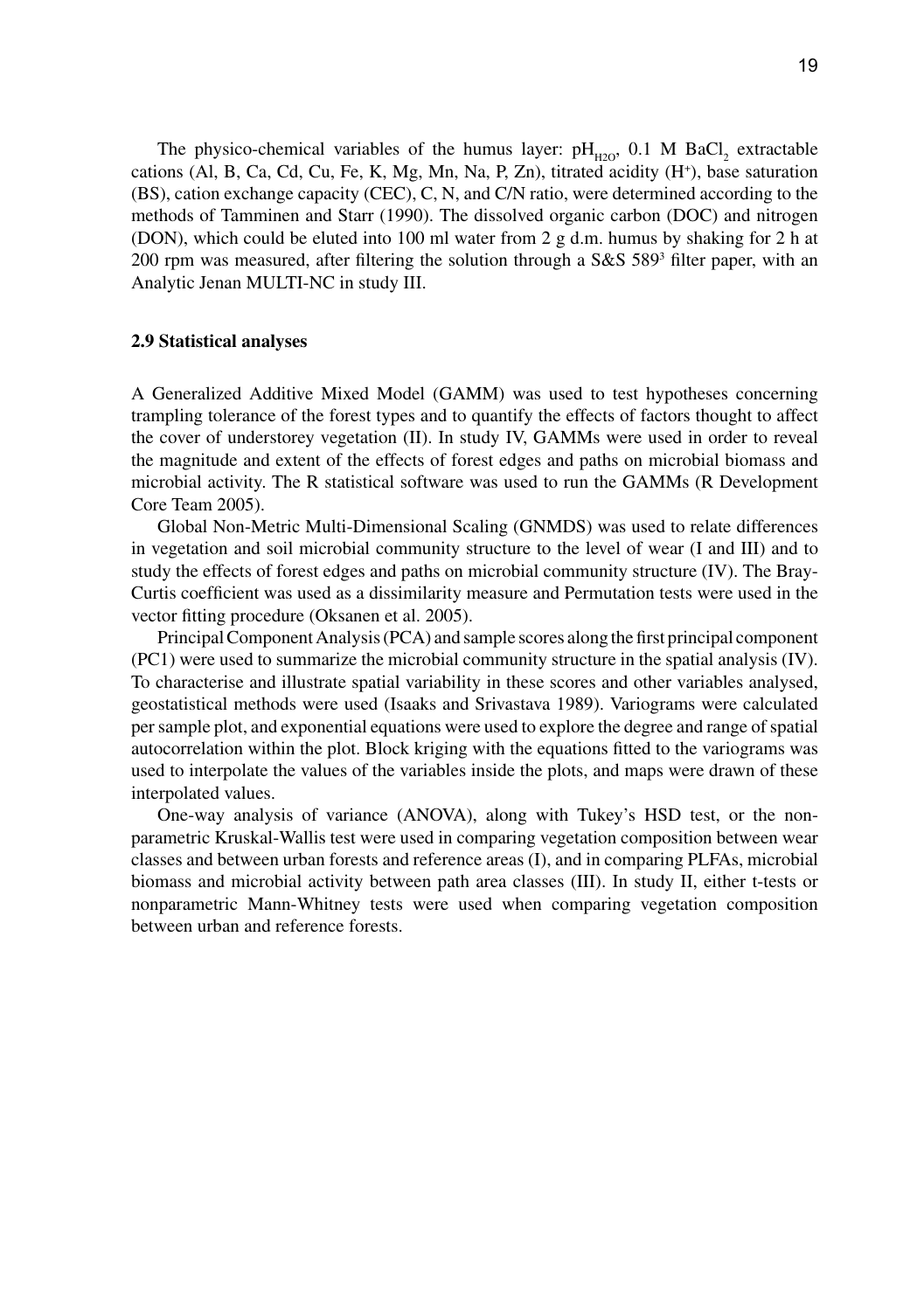The physico-chemical variables of the humus layer: $pH_{H2O}$, 0.1 M $BaCl_2$ extractable cations (Al, B, Ca, Cd, Cu, Fe, K, Mg, Mn, Na, P, Zn), titrated acidity ($H^+$), base saturation (BS), cation exchange capacity (CEC), C, N, and C/N ratio, were determined according to the methods of Tamminen and Starr (1990). The dissolved organic carbon (DOC) and nitrogen (DON), which could be eluted into 100 ml water from 2 g d.m. humus by shaking for 2 h at 200 rpm was measured, after filtering the solution through a S&S $589^3$ filter paper, with an Analytic Jenan MULTI-NC in study III.

### 2.9 Statistical analyses

A Generalized Additive Mixed Model (GAMM) was used to test hypotheses concerning trampling tolerance of the forest types and to quantify the effects of factors thought to affect the cover of understorey vegetation (II). In study IV, GAMMs were used in order to reveal the magnitude and extent of the effects of forest edges and paths on microbial biomass and microbial activity. The R statistical software was used to run the GAMMs (R Development Core Team 2005).

Global Non-Metric Multi-Dimensional Scaling (GNMDS) was used to relate differences in vegetation and soil microbial community structure to the level of wear (I and III) and to study the effects of forest edges and paths on microbial community structure (IV). The Bray-Curtis coefficient was used as a dissimilarity measure and Permutation tests were used in the vector fitting procedure (Oksanen et al. 2005).

Principal Component Analysis (PCA) and sample scores along the first principal component (PC1) were used to summarize the microbial community structure in the spatial analysis (IV). To characterise and illustrate spatial variability in these scores and other variables analysed, geostatistical methods were used (Isaaks and Srivastava 1989). Variograms were calculated per sample plot, and exponential equations were used to explore the degree and range of spatial autocorrelation within the plot. Block kriging with the equations fitted to the variograms was used to interpolate the values of the variables inside the plots, and maps were drawn of these interpolated values.

One-way analysis of variance (ANOVA), along with Tukey's HSD test, or the non-parametric Kruskal-Wallis test were used in comparing vegetation composition between wear classes and between urban forests and reference areas (I), and in comparing PLFAs, microbial biomass and microbial activity between path area classes (III). In study II, either t-tests or nonparametric Mann-Whitney tests were used when comparing vegetation composition between urban and reference forests.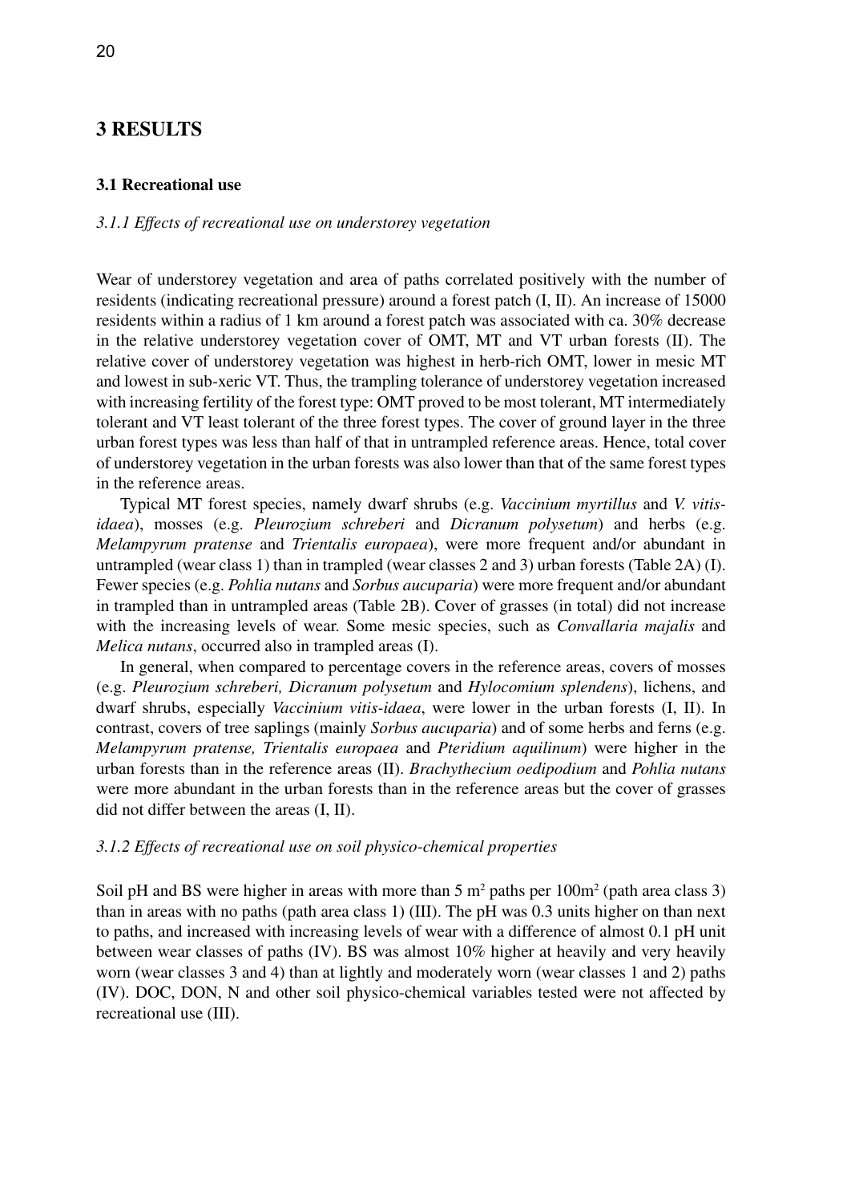# 3 RESULTS

## 3.1 Recreational use

### *3.1.1 Effects of recreational use on understorey vegetation*

Wear of understorey vegetation and area of paths correlated positively with the number of residents (indicating recreational pressure) around a forest patch (I, II). An increase of 15000 residents within a radius of 1 km around a forest patch was associated with ca. 30% decrease in the relative understorey vegetation cover of OMT, MT and VT urban forests (II). The relative cover of understorey vegetation was highest in herb-rich OMT, lower in mesic MT and lowest in sub-xeric VT. Thus, the trampling tolerance of understorey vegetation increased with increasing fertility of the forest type: OMT proved to be most tolerant, MT intermediately tolerant and VT least tolerant of the three forest types. The cover of ground layer in the three urban forest types was less than half of that in untrampled reference areas. Hence, total cover of understorey vegetation in the urban forests was also lower than that of the same forest types in the reference areas.

Typical MT forest species, namely dwarf shrubs (e.g. *Vaccinium myrtillus* and *V. vitis-idaea*), mosses (e.g. *Pleurozium schreberi* and *Dicranum polysetum*) and herbs (e.g. *Melampyrum pratense* and *Trientalis europaea*), were more frequent and/or abundant in untrampled (wear class 1) than in trampled (wear classes 2 and 3) urban forests (Table 2A) (I). Fewer species (e.g. *Pohlia nutans* and *Sorbus aucuparia*) were more frequent and/or abundant in trampled than in untrampled areas (Table 2B). Cover of grasses (in total) did not increase with the increasing levels of wear. Some mesic species, such as *Convallaria majalis* and *Melica nutans*, occurred also in trampled areas (I).

In general, when compared to percentage covers in the reference areas, covers of mosses (e.g. *Pleurozium schreberi, Dicranum polysetum* and *Hylocomium splendens*), lichens, and dwarf shrubs, especially *Vaccinium vitis-idaea*, were lower in the urban forests (I, II). In contrast, covers of tree saplings (mainly *Sorbus aucuparia*) and of some herbs and ferns (e.g. *Melampyrum pratense, Trientalis europaea* and *Pteridium aquilinum*) were higher in the urban forests than in the reference areas (II). *Brachythecium oedipodium* and *Pohlia nutans* were more abundant in the urban forests than in the reference areas but the cover of grasses did not differ between the areas (I, II).

### *3.1.2 Effects of recreational use on soil physico-chemical properties*

Soil pH and BS were higher in areas with more than 5 $m^2$ paths per 100$m^2$ (path area class 3) than in areas with no paths (path area class 1) (III). The pH was 0.3 units higher on than next to paths, and increased with increasing levels of wear with a difference of almost 0.1 pH unit between wear classes of paths (IV). BS was almost 10% higher at heavily and very heavily worn (wear classes 3 and 4) than at lightly and moderately worn (wear classes 1 and 2) paths (IV). DOC, DON, N and other soil physico-chemical variables tested were not affected by recreational use (III).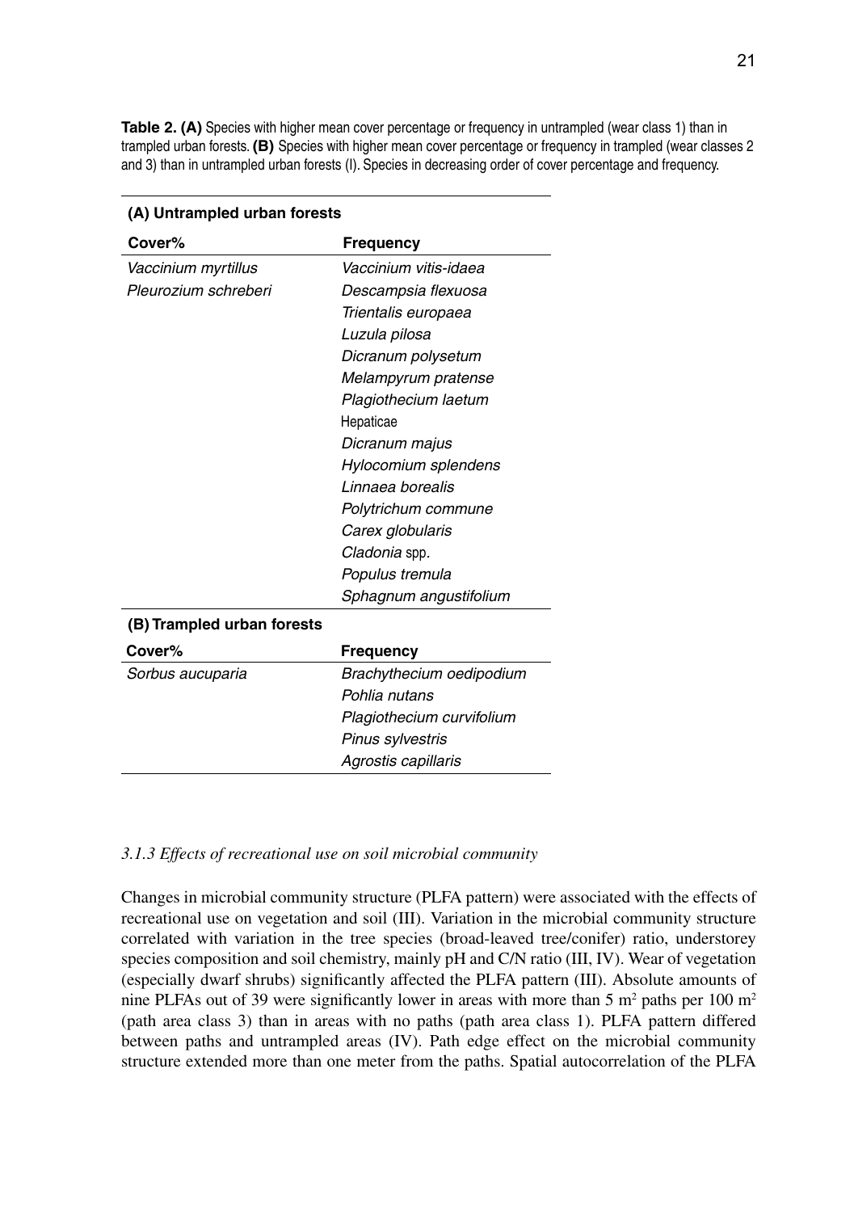**Table 2. (A)** Species with higher mean cover percentage or frequency in untrampled (wear class 1) than in trampled urban forests. **(B)** Species with higher mean cover percentage or frequency in trampled (wear classes 2 and 3) than in untrampled urban forests (I). Species in decreasing order of cover percentage and frequency.

| **(A) Untrampled urban forests** | |
|---|---|
| **Cover%** | **Frequency** |
| *Vaccinium myrtillus* | *Vaccinium vitis-idaea* |
| *Pleurozium schreberi* | *Descampsia flexuosa* |
| | *Trientalis europaea* |
| | *Luzula pilosa* |
| | *Dicranum polysetum* |
| | *Melampyrum pratense* |
| | *Plagiothecium laetum* |
| | Hepaticae |
| | *Dicranum majus* |
| | *Hylocomium splendens* |
| | *Linnaea borealis* |
| | *Polytrichum commune* |
| | *Carex globularis* |
| | *Cladonia* spp. |
| | *Populus tremula* |
| | *Sphagnum angustifolium* |
| **(B) Trampled urban forests** | |
| **Cover%** | **Frequency** |
| *Sorbus aucuparia* | *Brachythecium oedipodium* |
| | *Pohlia nutans* |
| | *Plagiothecium curvifolium* |
| | *Pinus sylvestris* |
| | *Agrostis capillaris* |

### *3.1.3 Effects of recreational use on soil microbial community*

Changes in microbial community structure (PLFA pattern) were associated with the effects of recreational use on vegetation and soil (III). Variation in the microbial community structure correlated with variation in the tree species (broad-leaved tree/conifer) ratio, understorey species composition and soil chemistry, mainly pH and C/N ratio (III, IV). Wear of vegetation (especially dwarf shrubs) significantly affected the PLFA pattern (III). Absolute amounts of nine PLFAs out of 39 were significantly lower in areas with more than 5 $m^2$ paths per 100 $m^2$ (path area class 3) than in areas with no paths (path area class 1). PLFA pattern differed between paths and untrampled areas (IV). Path edge effect on the microbial community structure extended more than one meter from the paths. Spatial autocorrelation of the PLFA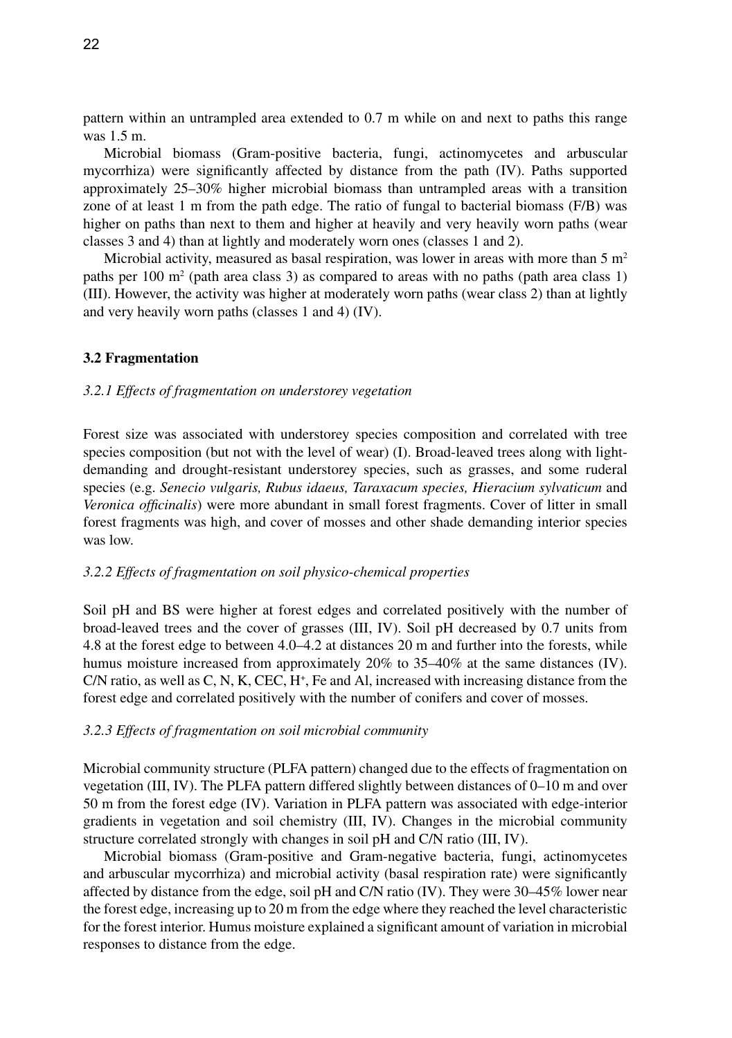pattern within an untrampled area extended to 0.7 m while on and next to paths this range was 1.5 m.

Microbial biomass (Gram-positive bacteria, fungi, actinomycetes and arbuscular mycorrhiza) were significantly affected by distance from the path (IV). Paths supported approximately 25–30% higher microbial biomass than untrampled areas with a transition zone of at least 1 m from the path edge. The ratio of fungal to bacterial biomass (F/B) was higher on paths than next to them and higher at heavily and very heavily worn paths (wear classes 3 and 4) than at lightly and moderately worn ones (classes 1 and 2).

Microbial activity, measured as basal respiration, was lower in areas with more than 5 $m^2$ paths per 100 $m^2$ (path area class 3) as compared to areas with no paths (path area class 1) (III). However, the activity was higher at moderately worn paths (wear class 2) than at lightly and very heavily worn paths (classes 1 and 4) (IV).

### 3.2 Fragmentation

#### *3.2.1 Effects of fragmentation on understorey vegetation*

Forest size was associated with understorey species composition and correlated with tree species composition (but not with the level of wear) (I). Broad-leaved trees along with light-demanding and drought-resistant understorey species, such as grasses, and some ruderal species (e.g. *Senecio vulgaris, Rubus idaeus, Taraxacum species, Hieracium sylvaticum* and *Veronica officinalis*) were more abundant in small forest fragments. Cover of litter in small forest fragments was high, and cover of mosses and other shade demanding interior species was low.

#### *3.2.2 Effects of fragmentation on soil physico-chemical properties*

Soil pH and BS were higher at forest edges and correlated positively with the number of broad-leaved trees and the cover of grasses (III, IV). Soil pH decreased by 0.7 units from 4.8 at the forest edge to between 4.0–4.2 at distances 20 m and further into the forests, while humus moisture increased from approximately 20% to 35–40% at the same distances (IV). C/N ratio, as well as C, N, K, CEC, $H^+$, Fe and Al, increased with increasing distance from the forest edge and correlated positively with the number of conifers and cover of mosses.

#### *3.2.3 Effects of fragmentation on soil microbial community*

Microbial community structure (PLFA pattern) changed due to the effects of fragmentation on vegetation (III, IV). The PLFA pattern differed slightly between distances of 0–10 m and over 50 m from the forest edge (IV). Variation in PLFA pattern was associated with edge-interior gradients in vegetation and soil chemistry (III, IV). Changes in the microbial community structure correlated strongly with changes in soil pH and C/N ratio (III, IV).

Microbial biomass (Gram-positive and Gram-negative bacteria, fungi, actinomycetes and arbuscular mycorrhiza) and microbial activity (basal respiration rate) were significantly affected by distance from the edge, soil pH and C/N ratio (IV). They were 30–45% lower near the forest edge, increasing up to 20 m from the edge where they reached the level characteristic for the forest interior. Humus moisture explained a significant amount of variation in microbial responses to distance from the edge.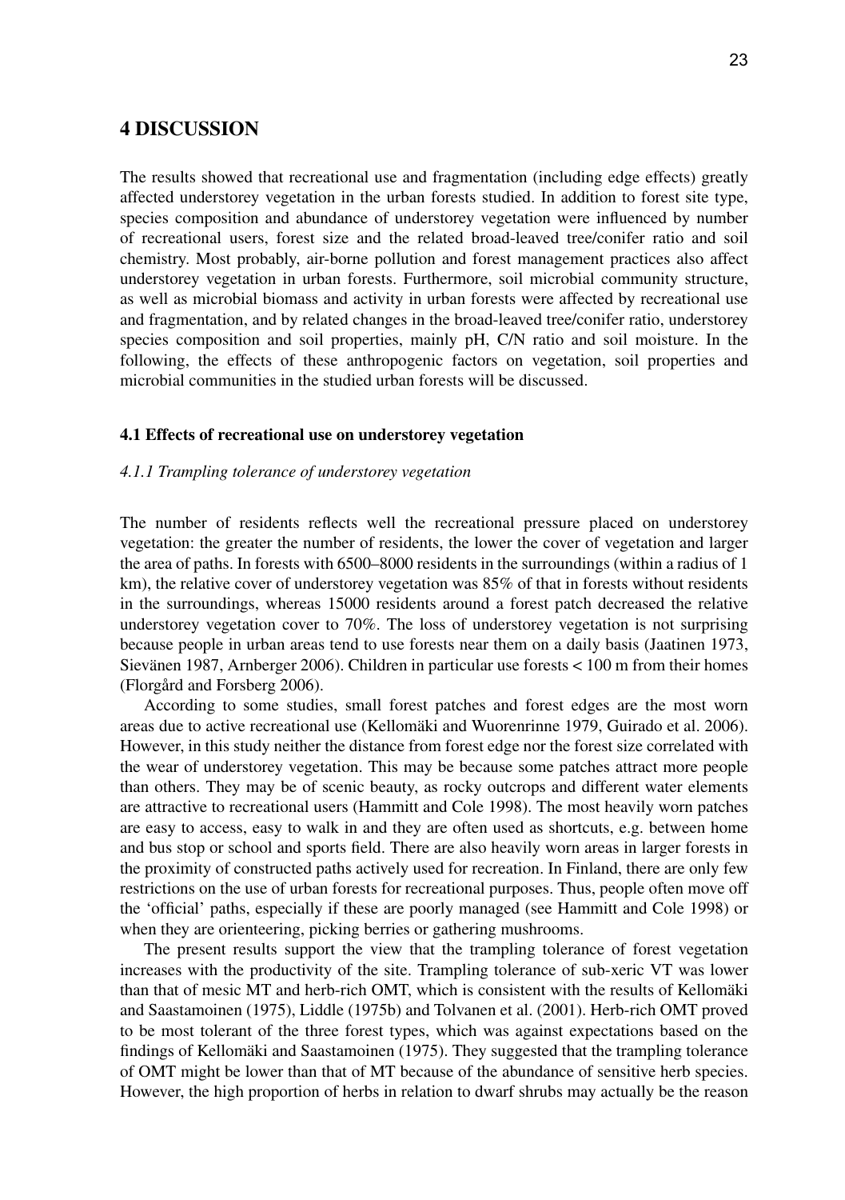# 4 DISCUSSION

The results showed that recreational use and fragmentation (including edge effects) greatly affected understorey vegetation in the urban forests studied. In addition to forest site type, species composition and abundance of understorey vegetation were influenced by number of recreational users, forest size and the related broad-leaved tree/conifer ratio and soil chemistry. Most probably, air-borne pollution and forest management practices also affect understorey vegetation in urban forests. Furthermore, soil microbial community structure, as well as microbial biomass and activity in urban forests were affected by recreational use and fragmentation, and by related changes in the broad-leaved tree/conifer ratio, understorey species composition and soil properties, mainly pH, C/N ratio and soil moisture. In the following, the effects of these anthropogenic factors on vegetation, soil properties and microbial communities in the studied urban forests will be discussed.

### 4.1 Effects of recreational use on understorey vegetation

#### *4.1.1 Trampling tolerance of understorey vegetation*

The number of residents reflects well the recreational pressure placed on understorey vegetation: the greater the number of residents, the lower the cover of vegetation and larger the area of paths. In forests with 6500–8000 residents in the surroundings (within a radius of 1 km), the relative cover of understorey vegetation was 85% of that in forests without residents in the surroundings, whereas 15000 residents around a forest patch decreased the relative understorey vegetation cover to 70%. The loss of understorey vegetation is not surprising because people in urban areas tend to use forests near them on a daily basis (Jaatinen 1973, Sievänen 1987, Arnberger 2006). Children in particular use forests < 100 m from their homes (Florgård and Forsberg 2006).

According to some studies, small forest patches and forest edges are the most worn areas due to active recreational use (Kellomäki and Wuorenrinne 1979, Guirado et al. 2006). However, in this study neither the distance from forest edge nor the forest size correlated with the wear of understorey vegetation. This may be because some patches attract more people than others. They may be of scenic beauty, as rocky outcrops and different water elements are attractive to recreational users (Hammitt and Cole 1998). The most heavily worn patches are easy to access, easy to walk in and they are often used as shortcuts, e.g. between home and bus stop or school and sports field. There are also heavily worn areas in larger forests in the proximity of constructed paths actively used for recreation. In Finland, there are only few restrictions on the use of urban forests for recreational purposes. Thus, people often move off the 'official' paths, especially if these are poorly managed (see Hammitt and Cole 1998) or when they are orienteering, picking berries or gathering mushrooms.

The present results support the view that the trampling tolerance of forest vegetation increases with the productivity of the site. Trampling tolerance of sub-xeric VT was lower than that of mesic MT and herb-rich OMT, which is consistent with the results of Kellomäki and Saastamoinen (1975), Liddle (1975b) and Tolvanen et al. (2001). Herb-rich OMT proved to be most tolerant of the three forest types, which was against expectations based on the findings of Kellomäki and Saastamoinen (1975). They suggested that the trampling tolerance of OMT might be lower than that of MT because of the abundance of sensitive herb species. However, the high proportion of herbs in relation to dwarf shrubs may actually be the reason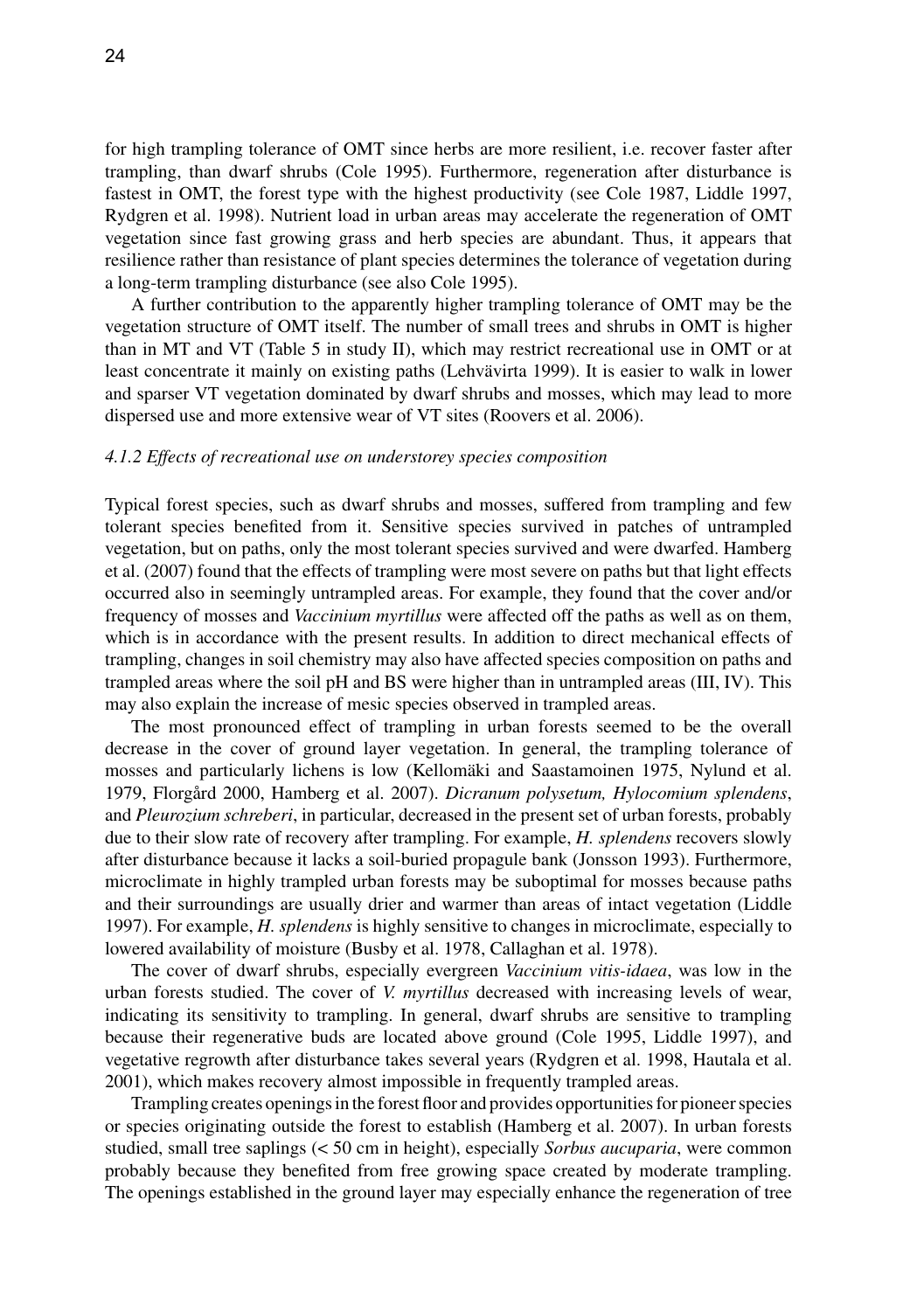for high trampling tolerance of OMT since herbs are more resilient, i.e. recover faster after trampling, than dwarf shrubs (Cole 1995). Furthermore, regeneration after disturbance is fastest in OMT, the forest type with the highest productivity (see Cole 1987, Liddle 1997, Rydgren et al. 1998). Nutrient load in urban areas may accelerate the regeneration of OMT vegetation since fast growing grass and herb species are abundant. Thus, it appears that resilience rather than resistance of plant species determines the tolerance of vegetation during a long-term trampling disturbance (see also Cole 1995).

A further contribution to the apparently higher trampling tolerance of OMT may be the vegetation structure of OMT itself. The number of small trees and shrubs in OMT is higher than in MT and VT (Table 5 in study II), which may restrict recreational use in OMT or at least concentrate it mainly on existing paths (Lehvävirta 1999). It is easier to walk in lower and sparser VT vegetation dominated by dwarf shrubs and mosses, which may lead to more dispersed use and more extensive wear of VT sites (Roovers et al. 2006).

#### *4.1.2 Effects of recreational use on understorey species composition*

Typical forest species, such as dwarf shrubs and mosses, suffered from trampling and few tolerant species benefited from it. Sensitive species survived in patches of untrampled vegetation, but on paths, only the most tolerant species survived and were dwarfed. Hamberg et al. (2007) found that the effects of trampling were most severe on paths but that light effects occurred also in seemingly untrampled areas. For example, they found that the cover and/or frequency of mosses and *Vaccinium myrtillus* were affected off the paths as well as on them, which is in accordance with the present results. In addition to direct mechanical effects of trampling, changes in soil chemistry may also have affected species composition on paths and trampled areas where the soil pH and BS were higher than in untrampled areas (III, IV). This may also explain the increase of mesic species observed in trampled areas.

The most pronounced effect of trampling in urban forests seemed to be the overall decrease in the cover of ground layer vegetation. In general, the trampling tolerance of mosses and particularly lichens is low (Kellomäki and Saastamoinen 1975, Nylund et al. 1979, Florgård 2000, Hamberg et al. 2007). *Dicranum polysetum, Hylocomium splendens*, and *Pleurozium schreberi*, in particular, decreased in the present set of urban forests, probably due to their slow rate of recovery after trampling. For example, *H. splendens* recovers slowly after disturbance because it lacks a soil-buried propagule bank (Jonsson 1993). Furthermore, microclimate in highly trampled urban forests may be suboptimal for mosses because paths and their surroundings are usually drier and warmer than areas of intact vegetation (Liddle 1997). For example, *H. splendens* is highly sensitive to changes in microclimate, especially to lowered availability of moisture (Busby et al. 1978, Callaghan et al. 1978).

The cover of dwarf shrubs, especially evergreen *Vaccinium vitis-idaea*, was low in the urban forests studied. The cover of *V. myrtillus* decreased with increasing levels of wear, indicating its sensitivity to trampling. In general, dwarf shrubs are sensitive to trampling because their regenerative buds are located above ground (Cole 1995, Liddle 1997), and vegetative regrowth after disturbance takes several years (Rydgren et al. 1998, Hautala et al. 2001), which makes recovery almost impossible in frequently trampled areas.

Trampling creates openings in the forest floor and provides opportunities for pioneer species or species originating outside the forest to establish (Hamberg et al. 2007). In urban forests studied, small tree saplings (< 50 cm in height), especially *Sorbus aucuparia*, were common probably because they benefited from free growing space created by moderate trampling. The openings established in the ground layer may especially enhance the regeneration of tree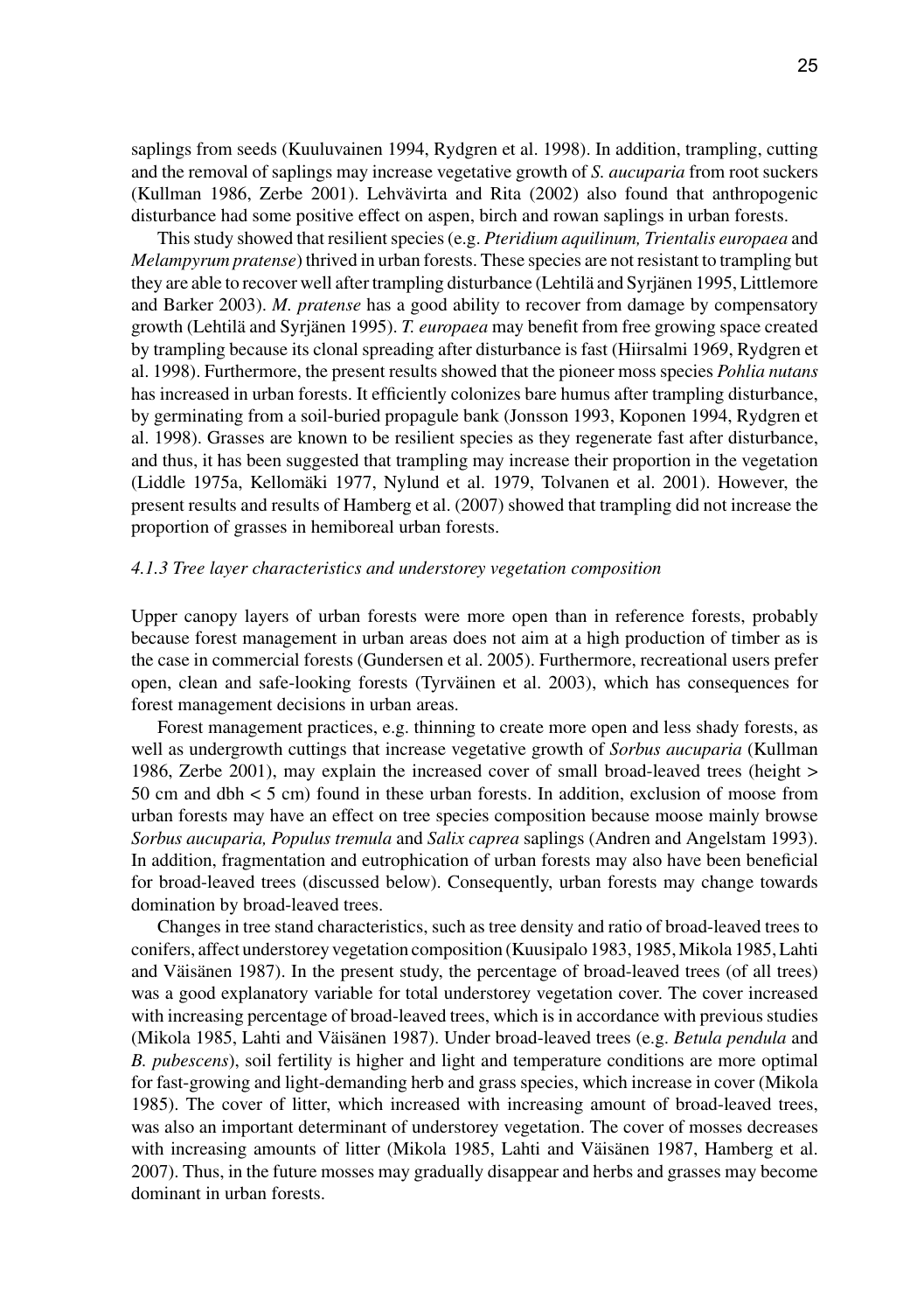saplings from seeds (Kuuluvainen 1994, Rydgren et al. 1998). In addition, trampling, cutting and the removal of saplings may increase vegetative growth of *S. aucuparia* from root suckers (Kullman 1986, Zerbe 2001). Lehvävirta and Rita (2002) also found that anthropogenic disturbance had some positive effect on aspen, birch and rowan saplings in urban forests.

This study showed that resilient species (e.g. *Pteridium aquilinum, Trientalis europaea* and *Melampyrum pratense*) thrived in urban forests. These species are not resistant to trampling but they are able to recover well after trampling disturbance (Lehtilä and Syrjänen 1995, Littlemore and Barker 2003). *M. pratense* has a good ability to recover from damage by compensatory growth (Lehtilä and Syrjänen 1995). *T. europaea* may benefit from free growing space created by trampling because its clonal spreading after disturbance is fast (Hiirsalmi 1969, Rydgren et al. 1998). Furthermore, the present results showed that the pioneer moss species *Pohlia nutans* has increased in urban forests. It efficiently colonizes bare humus after trampling disturbance, by germinating from a soil-buried propagule bank (Jonsson 1993, Koponen 1994, Rydgren et al. 1998). Grasses are known to be resilient species as they regenerate fast after disturbance, and thus, it has been suggested that trampling may increase their proportion in the vegetation (Liddle 1975a, Kellomäki 1977, Nylund et al. 1979, Tolvanen et al. 2001). However, the present results and results of Hamberg et al. (2007) showed that trampling did not increase the proportion of grasses in hemiboreal urban forests.

#### *4.1.3 Tree layer characteristics and understorey vegetation composition*

Upper canopy layers of urban forests were more open than in reference forests, probably because forest management in urban areas does not aim at a high production of timber as is the case in commercial forests (Gundersen et al. 2005). Furthermore, recreational users prefer open, clean and safe-looking forests (Tyrväinen et al. 2003), which has consequences for forest management decisions in urban areas.

Forest management practices, e.g. thinning to create more open and less shady forests, as well as undergrowth cuttings that increase vegetative growth of *Sorbus aucuparia* (Kullman 1986, Zerbe 2001), may explain the increased cover of small broad-leaved trees (height > 50 cm and dbh < 5 cm) found in these urban forests. In addition, exclusion of moose from urban forests may have an effect on tree species composition because moose mainly browse *Sorbus aucuparia, Populus tremula* and *Salix caprea* saplings (Andren and Angelstam 1993). In addition, fragmentation and eutrophication of urban forests may also have been beneficial for broad-leaved trees (discussed below). Consequently, urban forests may change towards domination by broad-leaved trees.

Changes in tree stand characteristics, such as tree density and ratio of broad-leaved trees to conifers, affect understorey vegetation composition (Kuusipalo 1983, 1985, Mikola 1985, Lahti and Väisänen 1987). In the present study, the percentage of broad-leaved trees (of all trees) was a good explanatory variable for total understorey vegetation cover. The cover increased with increasing percentage of broad-leaved trees, which is in accordance with previous studies (Mikola 1985, Lahti and Väisänen 1987). Under broad-leaved trees (e.g. *Betula pendula* and *B. pubescens*), soil fertility is higher and light and temperature conditions are more optimal for fast-growing and light-demanding herb and grass species, which increase in cover (Mikola 1985). The cover of litter, which increased with increasing amount of broad-leaved trees, was also an important determinant of understorey vegetation. The cover of mosses decreases with increasing amounts of litter (Mikola 1985, Lahti and Väisänen 1987, Hamberg et al. 2007). Thus, in the future mosses may gradually disappear and herbs and grasses may become dominant in urban forests.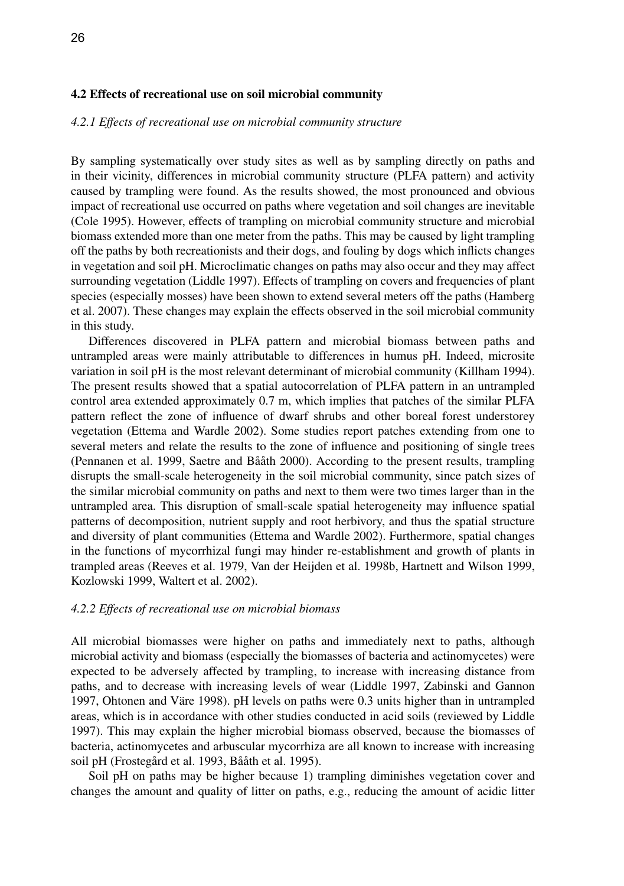### 4.2 Effects of recreational use on soil microbial community

#### *4.2.1 Effects of recreational use on microbial community structure*

By sampling systematically over study sites as well as by sampling directly on paths and in their vicinity, differences in microbial community structure (PLFA pattern) and activity caused by trampling were found. As the results showed, the most pronounced and obvious impact of recreational use occurred on paths where vegetation and soil changes are inevitable (Cole 1995). However, effects of trampling on microbial community structure and microbial biomass extended more than one meter from the paths. This may be caused by light trampling off the paths by both recreationists and their dogs, and fouling by dogs which inflicts changes in vegetation and soil pH. Microclimatic changes on paths may also occur and they may affect surrounding vegetation (Liddle 1997). Effects of trampling on covers and frequencies of plant species (especially mosses) have been shown to extend several meters off the paths (Hamberg et al. 2007). These changes may explain the effects observed in the soil microbial community in this study.

Differences discovered in PLFA pattern and microbial biomass between paths and untrampled areas were mainly attributable to differences in humus pH. Indeed, microsite variation in soil pH is the most relevant determinant of microbial community (Killham 1994). The present results showed that a spatial autocorrelation of PLFA pattern in an untrampled control area extended approximately 0.7 m, which implies that patches of the similar PLFA pattern reflect the zone of influence of dwarf shrubs and other boreal forest understorey vegetation (Ettema and Wardle 2002). Some studies report patches extending from one to several meters and relate the results to the zone of influence and positioning of single trees (Pennanen et al. 1999, Saetre and Bååth 2000). According to the present results, trampling disrupts the small-scale heterogeneity in the soil microbial community, since patch sizes of the similar microbial community on paths and next to them were two times larger than in the untrampled area. This disruption of small-scale spatial heterogeneity may influence spatial patterns of decomposition, nutrient supply and root herbivory, and thus the spatial structure and diversity of plant communities (Ettema and Wardle 2002). Furthermore, spatial changes in the functions of mycorrhizal fungi may hinder re-establishment and growth of plants in trampled areas (Reeves et al. 1979, Van der Heijden et al. 1998b, Hartnett and Wilson 1999, Kozlowski 1999, Waltert et al. 2002).

#### *4.2.2 Effects of recreational use on microbial biomass*

All microbial biomasses were higher on paths and immediately next to paths, although microbial activity and biomass (especially the biomasses of bacteria and actinomycetes) were expected to be adversely affected by trampling, to increase with increasing distance from paths, and to decrease with increasing levels of wear (Liddle 1997, Zabinski and Gannon 1997, Ohtonen and Väre 1998). pH levels on paths were 0.3 units higher than in untrampled areas, which is in accordance with other studies conducted in acid soils (reviewed by Liddle 1997). This may explain the higher microbial biomass observed, because the biomasses of bacteria, actinomycetes and arbuscular mycorrhiza are all known to increase with increasing soil pH (Frostegård et al. 1993, Bååth et al. 1995).

Soil pH on paths may be higher because 1) trampling diminishes vegetation cover and changes the amount and quality of litter on paths, e.g., reducing the amount of acidic litter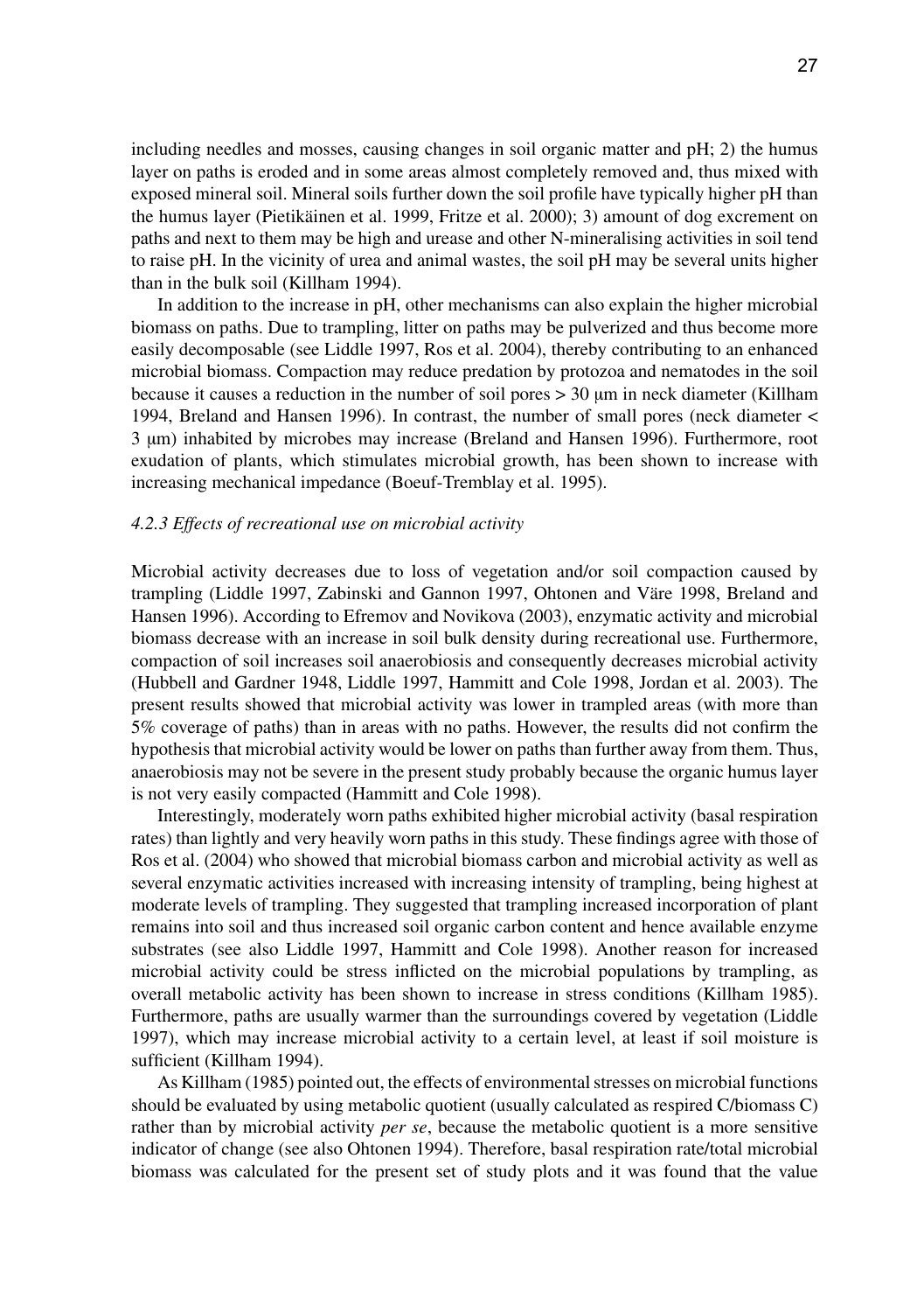including needles and mosses, causing changes in soil organic matter and pH; 2) the humus layer on paths is eroded and in some areas almost completely removed and, thus mixed with exposed mineral soil. Mineral soils further down the soil profile have typically higher pH than the humus layer (Pietikäinen et al. 1999, Fritze et al. 2000); 3) amount of dog excrement on paths and next to them may be high and urease and other N-mineralising activities in soil tend to raise pH. In the vicinity of urea and animal wastes, the soil pH may be several units higher than in the bulk soil (Killham 1994).

In addition to the increase in pH, other mechanisms can also explain the higher microbial biomass on paths. Due to trampling, litter on paths may be pulverized and thus become more easily decomposable (see Liddle 1997, Ros et al. 2004), thereby contributing to an enhanced microbial biomass. Compaction may reduce predation by protozoa and nematodes in the soil because it causes a reduction in the number of soil pores > 30 μm in neck diameter (Killham 1994, Breland and Hansen 1996). In contrast, the number of small pores (neck diameter < 3 μm) inhabited by microbes may increase (Breland and Hansen 1996). Furthermore, root exudation of plants, which stimulates microbial growth, has been shown to increase with increasing mechanical impedance (Boeuf-Tremblay et al. 1995).

#### *4.2.3 Effects of recreational use on microbial activity*

Microbial activity decreases due to loss of vegetation and/or soil compaction caused by trampling (Liddle 1997, Zabinski and Gannon 1997, Ohtonen and Väre 1998, Breland and Hansen 1996). According to Efremov and Novikova (2003), enzymatic activity and microbial biomass decrease with an increase in soil bulk density during recreational use. Furthermore, compaction of soil increases soil anaerobiosis and consequently decreases microbial activity (Hubbell and Gardner 1948, Liddle 1997, Hammitt and Cole 1998, Jordan et al. 2003). The present results showed that microbial activity was lower in trampled areas (with more than 5% coverage of paths) than in areas with no paths. However, the results did not confirm the hypothesis that microbial activity would be lower on paths than further away from them. Thus, anaerobiosis may not be severe in the present study probably because the organic humus layer is not very easily compacted (Hammitt and Cole 1998).

Interestingly, moderately worn paths exhibited higher microbial activity (basal respiration rates) than lightly and very heavily worn paths in this study. These findings agree with those of Ros et al. (2004) who showed that microbial biomass carbon and microbial activity as well as several enzymatic activities increased with increasing intensity of trampling, being highest at moderate levels of trampling. They suggested that trampling increased incorporation of plant remains into soil and thus increased soil organic carbon content and hence available enzyme substrates (see also Liddle 1997, Hammitt and Cole 1998). Another reason for increased microbial activity could be stress inflicted on the microbial populations by trampling, as overall metabolic activity has been shown to increase in stress conditions (Killham 1985). Furthermore, paths are usually warmer than the surroundings covered by vegetation (Liddle 1997), which may increase microbial activity to a certain level, at least if soil moisture is sufficient (Killham 1994).

As Killham (1985) pointed out, the effects of environmental stresses on microbial functions should be evaluated by using metabolic quotient (usually calculated as respired C/biomass C) rather than by microbial activity *per se*, because the metabolic quotient is a more sensitive indicator of change (see also Ohtonen 1994). Therefore, basal respiration rate/total microbial biomass was calculated for the present set of study plots and it was found that the value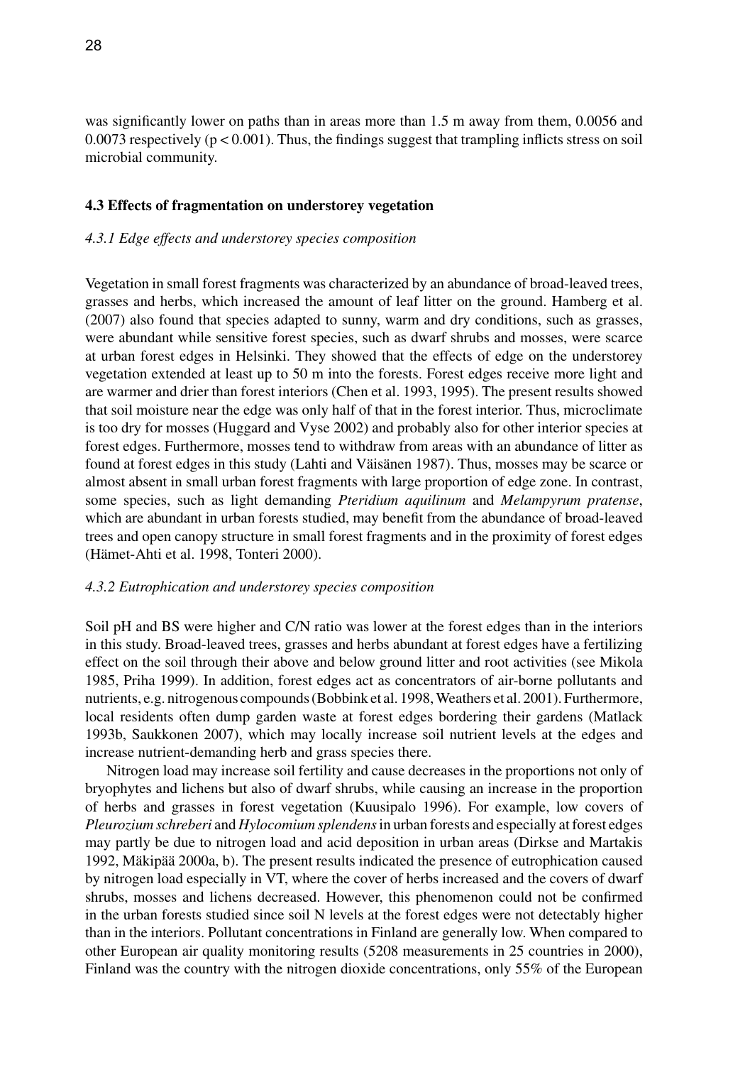was significantly lower on paths than in areas more than 1.5 m away from them, 0.0056 and 0.0073 respectively ($p < 0.001$). Thus, the findings suggest that trampling inflicts stress on soil microbial community.

### 4.3 Effects of fragmentation on understorey vegetation

#### *4.3.1 Edge effects and understorey species composition*

Vegetation in small forest fragments was characterized by an abundance of broad-leaved trees, grasses and herbs, which increased the amount of leaf litter on the ground. Hamberg et al. (2007) also found that species adapted to sunny, warm and dry conditions, such as grasses, were abundant while sensitive forest species, such as dwarf shrubs and mosses, were scarce at urban forest edges in Helsinki. They showed that the effects of edge on the understorey vegetation extended at least up to 50 m into the forests. Forest edges receive more light and are warmer and drier than forest interiors (Chen et al. 1993, 1995). The present results showed that soil moisture near the edge was only half of that in the forest interior. Thus, microclimate is too dry for mosses (Huggard and Vyse 2002) and probably also for other interior species at forest edges. Furthermore, mosses tend to withdraw from areas with an abundance of litter as found at forest edges in this study (Lahti and Väisänen 1987). Thus, mosses may be scarce or almost absent in small urban forest fragments with large proportion of edge zone. In contrast, some species, such as light demanding *Pteridium aquilinum* and *Melampyrum pratense*, which are abundant in urban forests studied, may benefit from the abundance of broad-leaved trees and open canopy structure in small forest fragments and in the proximity of forest edges (Hämet-Ahti et al. 1998, Tonteri 2000).

#### *4.3.2 Eutrophication and understorey species composition*

Soil pH and BS were higher and C/N ratio was lower at the forest edges than in the interiors in this study. Broad-leaved trees, grasses and herbs abundant at forest edges have a fertilizing effect on the soil through their above and below ground litter and root activities (see Mikola 1985, Priha 1999). In addition, forest edges act as concentrators of air-borne pollutants and nutrients, e.g. nitrogenous compounds (Bobbink et al. 1998, Weathers et al. 2001). Furthermore, local residents often dump garden waste at forest edges bordering their gardens (Matlack 1993b, Saukkonen 2007), which may locally increase soil nutrient levels at the edges and increase nutrient-demanding herb and grass species there.

Nitrogen load may increase soil fertility and cause decreases in the proportions not only of bryophytes and lichens but also of dwarf shrubs, while causing an increase in the proportion of herbs and grasses in forest vegetation (Kuusipalo 1996). For example, low covers of *Pleurozium schreberi* and *Hylocomium splendens* in urban forests and especially at forest edges may partly be due to nitrogen load and acid deposition in urban areas (Dirkse and Martakis 1992, Mäkipää 2000a, b). The present results indicated the presence of eutrophication caused by nitrogen load especially in VT, where the cover of herbs increased and the covers of dwarf shrubs, mosses and lichens decreased. However, this phenomenon could not be confirmed in the urban forests studied since soil N levels at the forest edges were not detectably higher than in the interiors. Pollutant concentrations in Finland are generally low. When compared to other European air quality monitoring results (5208 measurements in 25 countries in 2000), Finland was the country with the nitrogen dioxide concentrations, only 55% of the European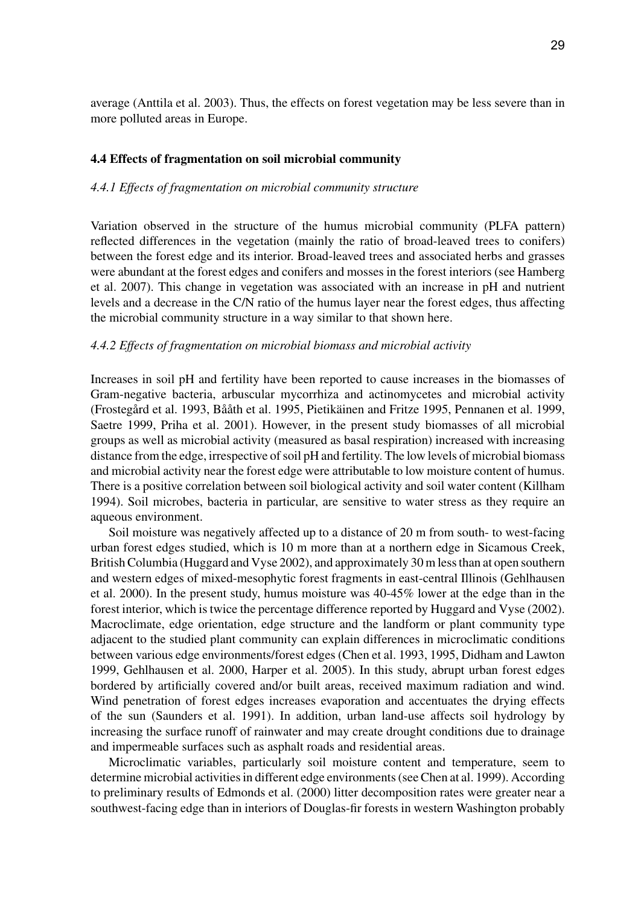average (Anttila et al. 2003). Thus, the effects on forest vegetation may be less severe than in more polluted areas in Europe.

### 4.4 Effects of fragmentation on soil microbial community

#### *4.4.1 Effects of fragmentation on microbial community structure*

Variation observed in the structure of the humus microbial community (PLFA pattern) reflected differences in the vegetation (mainly the ratio of broad-leaved trees to conifers) between the forest edge and its interior. Broad-leaved trees and associated herbs and grasses were abundant at the forest edges and conifers and mosses in the forest interiors (see Hamberg et al. 2007). This change in vegetation was associated with an increase in pH and nutrient levels and a decrease in the C/N ratio of the humus layer near the forest edges, thus affecting the microbial community structure in a way similar to that shown here.

#### *4.4.2 Effects of fragmentation on microbial biomass and microbial activity*

Increases in soil pH and fertility have been reported to cause increases in the biomasses of Gram-negative bacteria, arbuscular mycorrhiza and actinomycetes and microbial activity (Frostegård et al. 1993, Bååth et al. 1995, Pietikäinen and Fritze 1995, Pennanen et al. 1999, Saetre 1999, Priha et al. 2001). However, in the present study biomasses of all microbial groups as well as microbial activity (measured as basal respiration) increased with increasing distance from the edge, irrespective of soil pH and fertility. The low levels of microbial biomass and microbial activity near the forest edge were attributable to low moisture content of humus. There is a positive correlation between soil biological activity and soil water content (Killham 1994). Soil microbes, bacteria in particular, are sensitive to water stress as they require an aqueous environment.

Soil moisture was negatively affected up to a distance of 20 m from south- to west-facing urban forest edges studied, which is 10 m more than at a northern edge in Sicamous Creek, British Columbia (Huggard and Vyse 2002), and approximately 30 m less than at open southern and western edges of mixed-mesophytic forest fragments in east-central Illinois (Gehlhausen et al. 2000). In the present study, humus moisture was 40-45% lower at the edge than in the forest interior, which is twice the percentage difference reported by Huggard and Vyse (2002). Macroclimate, edge orientation, edge structure and the landform or plant community type adjacent to the studied plant community can explain differences in microclimatic conditions between various edge environments/forest edges (Chen et al. 1993, 1995, Didham and Lawton 1999, Gehlhausen et al. 2000, Harper et al. 2005). In this study, abrupt urban forest edges bordered by artificially covered and/or built areas, received maximum radiation and wind. Wind penetration of forest edges increases evaporation and accentuates the drying effects of the sun (Saunders et al. 1991). In addition, urban land-use affects soil hydrology by increasing the surface runoff of rainwater and may create drought conditions due to drainage and impermeable surfaces such as asphalt roads and residential areas.

Microclimatic variables, particularly soil moisture content and temperature, seem to determine microbial activities in different edge environments (see Chen at al. 1999). According to preliminary results of Edmonds et al. (2000) litter decomposition rates were greater near a southwest-facing edge than in interiors of Douglas-fir forests in western Washington probably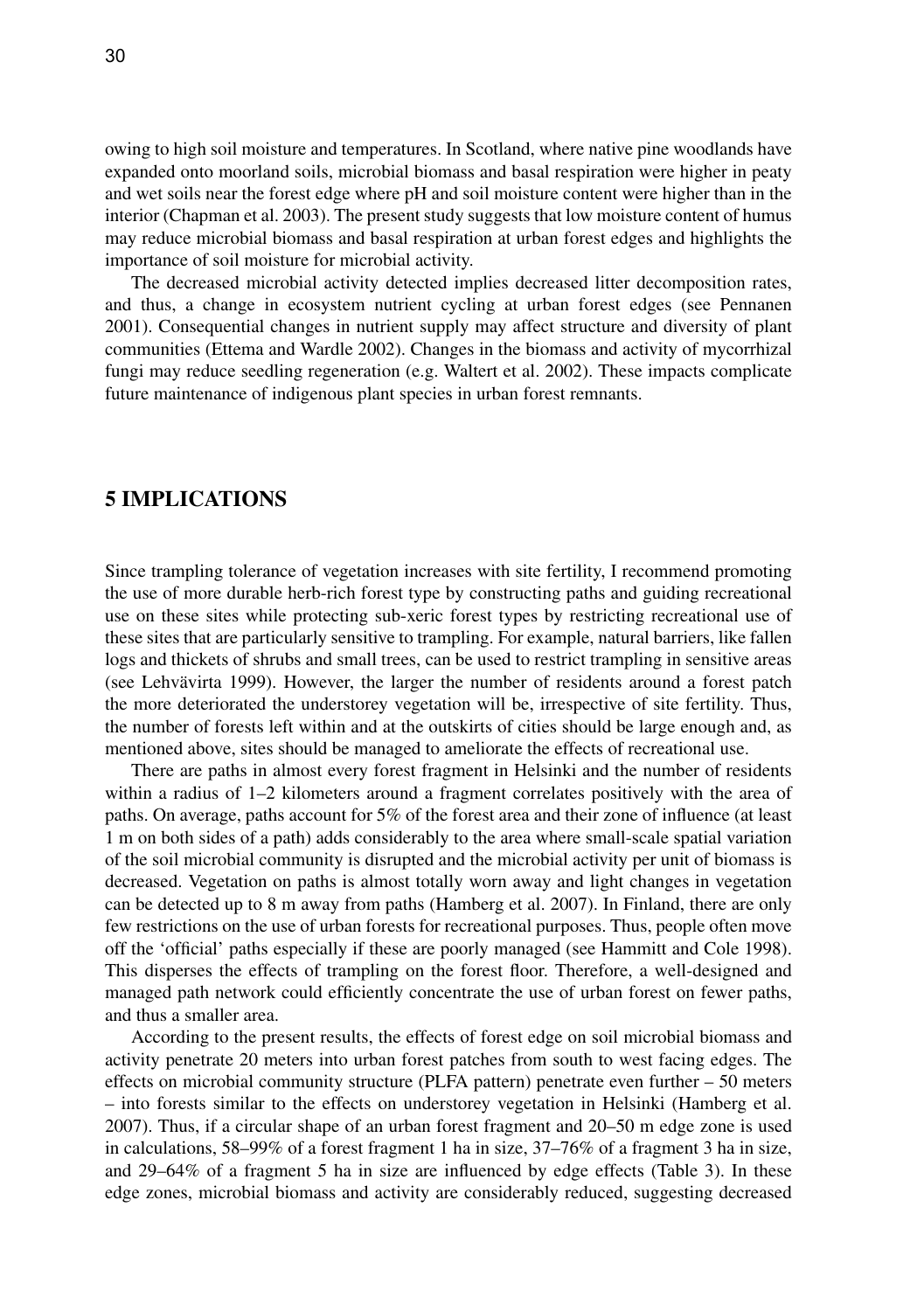owing to high soil moisture and temperatures. In Scotland, where native pine woodlands have expanded onto moorland soils, microbial biomass and basal respiration were higher in peaty and wet soils near the forest edge where pH and soil moisture content were higher than in the interior (Chapman et al. 2003). The present study suggests that low moisture content of humus may reduce microbial biomass and basal respiration at urban forest edges and highlights the importance of soil moisture for microbial activity.

The decreased microbial activity detected implies decreased litter decomposition rates, and thus, a change in ecosystem nutrient cycling at urban forest edges (see Pennanen 2001). Consequential changes in nutrient supply may affect structure and diversity of plant communities (Ettema and Wardle 2002). Changes in the biomass and activity of mycorrhizal fungi may reduce seedling regeneration (e.g. Waltert et al. 2002). These impacts complicate future maintenance of indigenous plant species in urban forest remnants.

# 5 IMPLICATIONS

Since trampling tolerance of vegetation increases with site fertility, I recommend promoting the use of more durable herb-rich forest type by constructing paths and guiding recreational use on these sites while protecting sub-xeric forest types by restricting recreational use of these sites that are particularly sensitive to trampling. For example, natural barriers, like fallen logs and thickets of shrubs and small trees, can be used to restrict trampling in sensitive areas (see Lehvävirta 1999). However, the larger the number of residents around a forest patch the more deteriorated the understorey vegetation will be, irrespective of site fertility. Thus, the number of forests left within and at the outskirts of cities should be large enough and, as mentioned above, sites should be managed to ameliorate the effects of recreational use.

There are paths in almost every forest fragment in Helsinki and the number of residents within a radius of 1–2 kilometers around a fragment correlates positively with the area of paths. On average, paths account for 5% of the forest area and their zone of influence (at least 1 m on both sides of a path) adds considerably to the area where small-scale spatial variation of the soil microbial community is disrupted and the microbial activity per unit of biomass is decreased. Vegetation on paths is almost totally worn away and light changes in vegetation can be detected up to 8 m away from paths (Hamberg et al. 2007). In Finland, there are only few restrictions on the use of urban forests for recreational purposes. Thus, people often move off the 'official' paths especially if these are poorly managed (see Hammitt and Cole 1998). This disperses the effects of trampling on the forest floor. Therefore, a well-designed and managed path network could efficiently concentrate the use of urban forest on fewer paths, and thus a smaller area.

According to the present results, the effects of forest edge on soil microbial biomass and activity penetrate 20 meters into urban forest patches from south to west facing edges. The effects on microbial community structure (PLFA pattern) penetrate even further – 50 meters – into forests similar to the effects on understorey vegetation in Helsinki (Hamberg et al. 2007). Thus, if a circular shape of an urban forest fragment and 20–50 m edge zone is used in calculations, 58–99% of a forest fragment 1 ha in size, 37–76% of a fragment 3 ha in size, and 29–64% of a fragment 5 ha in size are influenced by edge effects (Table 3). In these edge zones, microbial biomass and activity are considerably reduced, suggesting decreased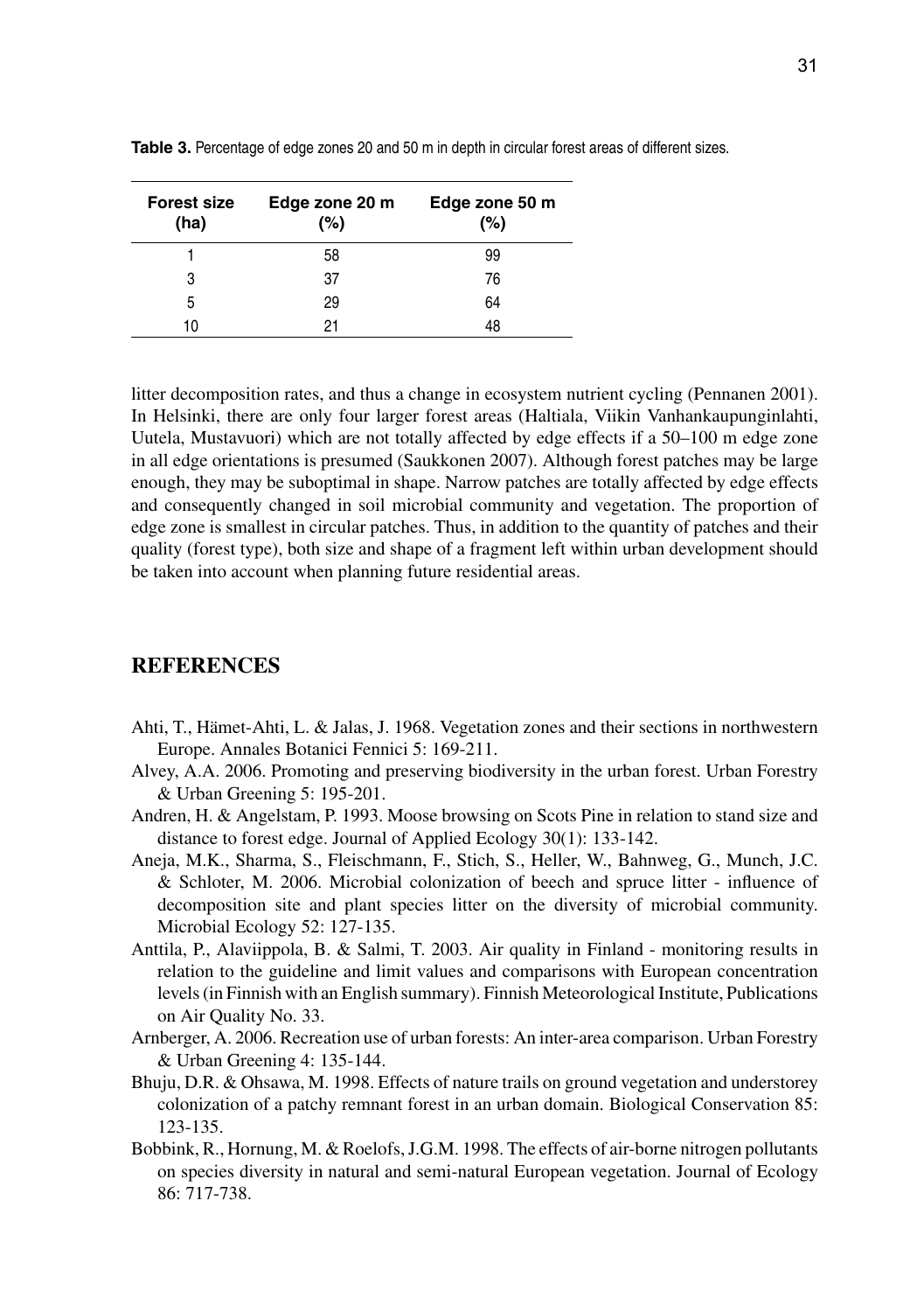**Table 3.** Percentage of edge zones 20 and 50 m in depth in circular forest areas of different sizes.

| Forest size (ha) | Edge zone 20 m (%) | Edge zone 50 m (%) |
|---|---|---|
| 1 | 58 | 99 |
| 3 | 37 | 76 |
| 5 | 29 | 64 |
| 10 | 21 | 48 |

litter decomposition rates, and thus a change in ecosystem nutrient cycling (Pennanen 2001). In Helsinki, there are only four larger forest areas (Haltiala, Viikin Vanhankaupunginlahti, Uutela, Mustavuori) which are not totally affected by edge effects if a 50–100 m edge zone in all edge orientations is presumed (Saukkonen 2007). Although forest patches may be large enough, they may be suboptimal in shape. Narrow patches are totally affected by edge effects and consequently changed in soil microbial community and vegetation. The proportion of edge zone is smallest in circular patches. Thus, in addition to the quantity of patches and their quality (forest type), both size and shape of a fragment left within urban development should be taken into account when planning future residential areas.

## REFERENCES

Ahti, T., Hämet-Ahti, L. & Jalas, J. 1968. Vegetation zones and their sections in northwestern Europe. Annales Botanici Fennici 5: 169-211.

Alvey, A.A. 2006. Promoting and preserving biodiversity in the urban forest. Urban Forestry & Urban Greening 5: 195-201.

Andren, H. & Angelstam, P. 1993. Moose browsing on Scots Pine in relation to stand size and distance to forest edge. Journal of Applied Ecology 30(1): 133-142.

Aneja, M.K., Sharma, S., Fleischmann, F., Stich, S., Heller, W., Bahnweg, G., Munch, J.C. & Schloter, M. 2006. Microbial colonization of beech and spruce litter - influence of decomposition site and plant species litter on the diversity of microbial community. Microbial Ecology 52: 127-135.

Anttila, P., Alaviippola, B. & Salmi, T. 2003. Air quality in Finland - monitoring results in relation to the guideline and limit values and comparisons with European concentration levels (in Finnish with an English summary). Finnish Meteorological Institute, Publications on Air Quality No. 33.

Arnberger, A. 2006. Recreation use of urban forests: An inter-area comparison. Urban Forestry & Urban Greening 4: 135-144.

Bhuju, D.R. & Ohsawa, M. 1998. Effects of nature trails on ground vegetation and understorey colonization of a patchy remnant forest in an urban domain. Biological Conservation 85: 123-135.

Bobbink, R., Hornung, M. & Roelofs, J.G.M. 1998. The effects of air-borne nitrogen pollutants on species diversity in natural and semi-natural European vegetation. Journal of Ecology 86: 717-738.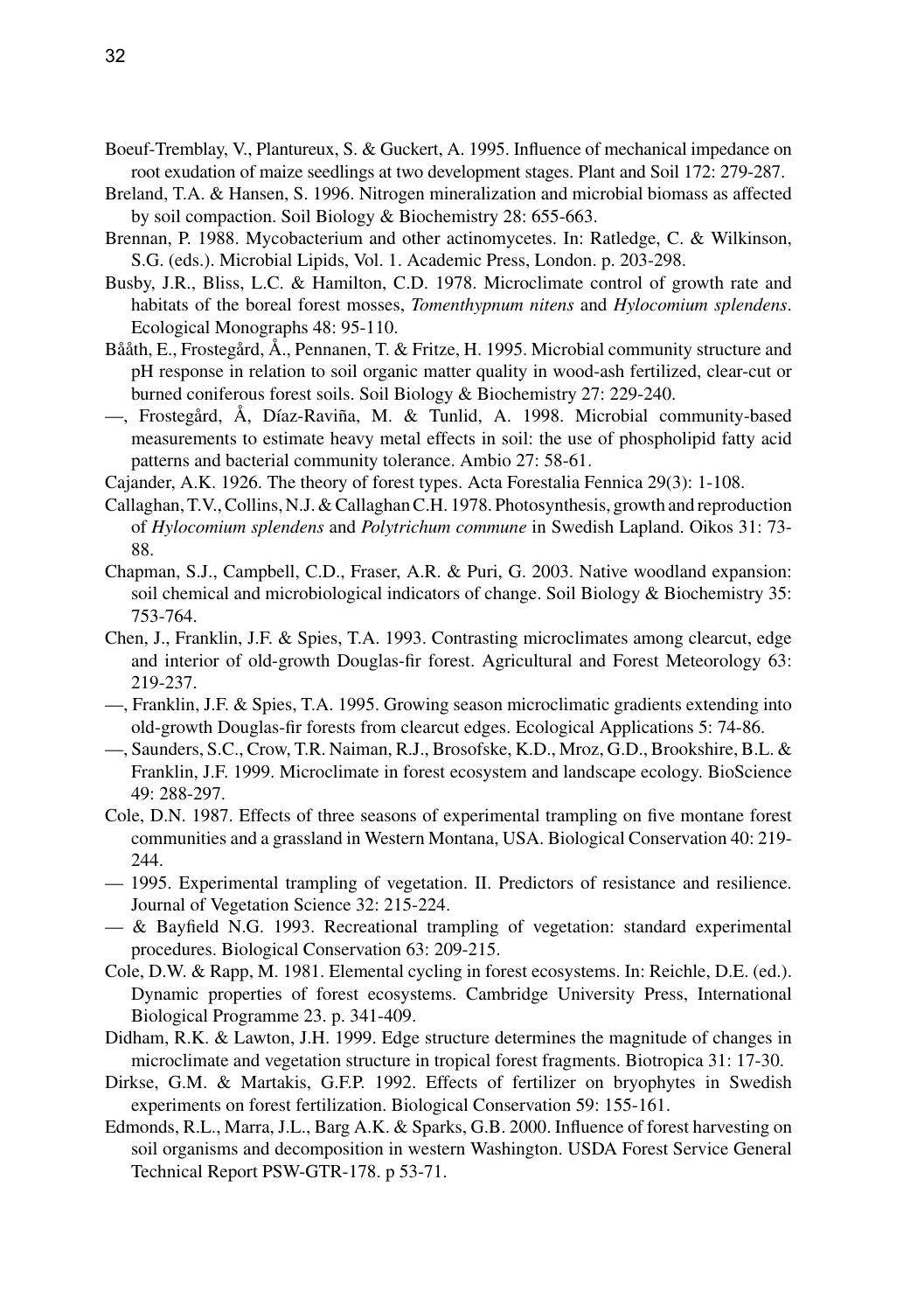Boeuf-Tremblay, V., Plantureux, S. & Guckert, A. 1995. Influence of mechanical impedance on root exudation of maize seedlings at two development stages. Plant and Soil 172: 279-287.

Breland, T.A. & Hansen, S. 1996. Nitrogen mineralization and microbial biomass as affected by soil compaction. Soil Biology & Biochemistry 28: 655-663.

Brennan, P. 1988. Mycobacterium and other actinomycetes. In: Ratledge, C. & Wilkinson, S.G. (eds.). Microbial Lipids, Vol. 1. Academic Press, London. p. 203-298.

Busby, J.R., Bliss, L.C. & Hamilton, C.D. 1978. Microclimate control of growth rate and habitats of the boreal forest mosses, *Tomenthypnum nitens* and *Hylocomium splendens*. Ecological Monographs 48: 95-110.

Bååth, E., Frostegård, Å., Pennanen, T. & Fritze, H. 1995. Microbial community structure and pH response in relation to soil organic matter quality in wood-ash fertilized, clear-cut or burned coniferous forest soils. Soil Biology & Biochemistry 27: 229-240.

—, Frostegård, Å, Díaz-Raviña, M. & Tunlid, A. 1998. Microbial community-based measurements to estimate heavy metal effects in soil: the use of phospholipid fatty acid patterns and bacterial community tolerance. Ambio 27: 58-61.

Cajander, A.K. 1926. The theory of forest types. Acta Forestalia Fennica 29(3): 1-108.

Callaghan, T.V., Collins, N.J. & Callaghan C.H. 1978. Photosynthesis, growth and reproduction of *Hylocomium splendens* and *Polytrichum commune* in Swedish Lapland. Oikos 31: 73-88.

Chapman, S.J., Campbell, C.D., Fraser, A.R. & Puri, G. 2003. Native woodland expansion: soil chemical and microbiological indicators of change. Soil Biology & Biochemistry 35: 753-764.

Chen, J., Franklin, J.F. & Spies, T.A. 1993. Contrasting microclimates among clearcut, edge and interior of old-growth Douglas-fir forest. Agricultural and Forest Meteorology 63: 219-237.

—, Franklin, J.F. & Spies, T.A. 1995. Growing season microclimatic gradients extending into old-growth Douglas-fir forests from clearcut edges. Ecological Applications 5: 74-86.

—, Saunders, S.C., Crow, T.R. Naiman, R.J., Brosofske, K.D., Mroz, G.D., Brookshire, B.L. & Franklin, J.F. 1999. Microclimate in forest ecosystem and landscape ecology. BioScience 49: 288-297.

Cole, D.N. 1987. Effects of three seasons of experimental trampling on five montane forest communities and a grassland in Western Montana, USA. Biological Conservation 40: 219-244.

— 1995. Experimental trampling of vegetation. II. Predictors of resistance and resilience. Journal of Vegetation Science 32: 215-224.

— & Bayfield N.G. 1993. Recreational trampling of vegetation: standard experimental procedures. Biological Conservation 63: 209-215.

Cole, D.W. & Rapp, M. 1981. Elemental cycling in forest ecosystems. In: Reichle, D.E. (ed.). Dynamic properties of forest ecosystems. Cambridge University Press, International Biological Programme 23. p. 341-409.

Didham, R.K. & Lawton, J.H. 1999. Edge structure determines the magnitude of changes in microclimate and vegetation structure in tropical forest fragments. Biotropica 31: 17-30.

Dirkse, G.M. & Martakis, G.F.P. 1992. Effects of fertilizer on bryophytes in Swedish experiments on forest fertilization. Biological Conservation 59: 155-161.

Edmonds, R.L., Marra, J.L., Barg A.K. & Sparks, G.B. 2000. Influence of forest harvesting on soil organisms and decomposition in western Washington. USDA Forest Service General Technical Report PSW-GTR-178. p 53-71.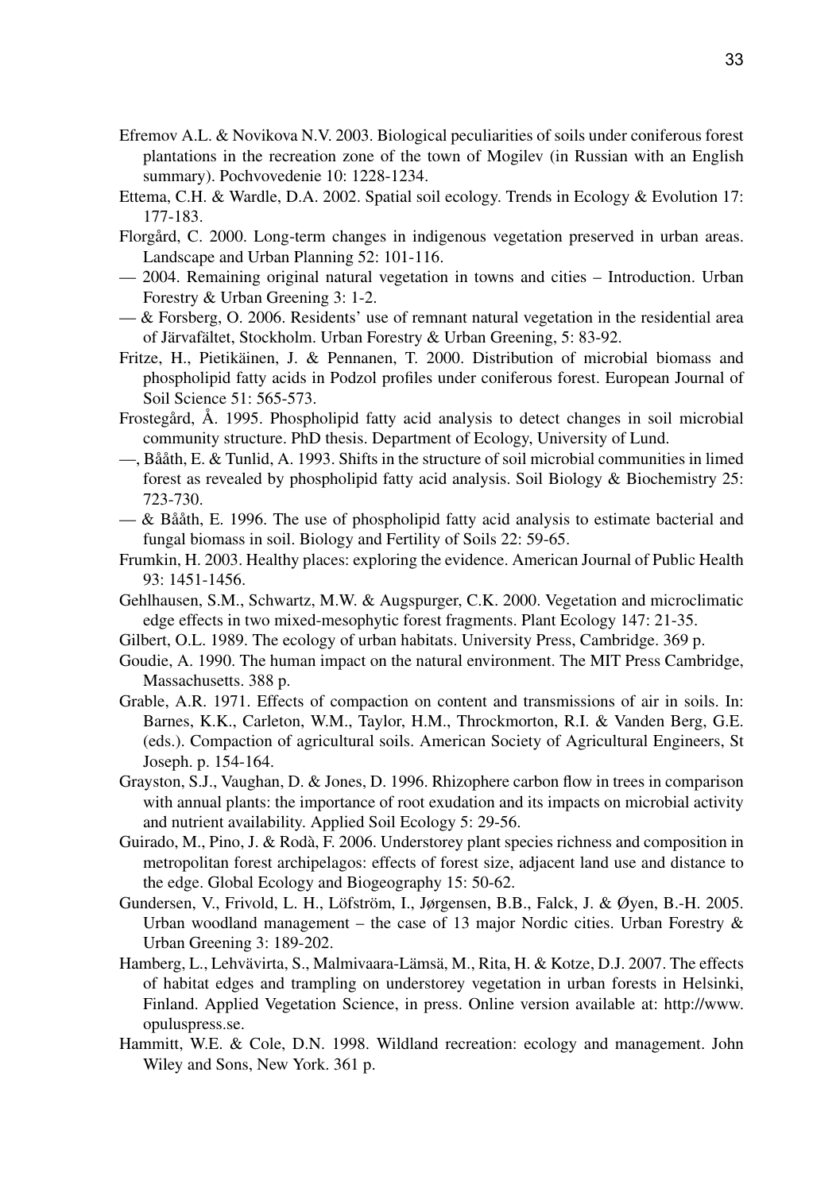Efremov A.L. & Novikova N.V. 2003. Biological peculiarities of soils under coniferous forest plantations in the recreation zone of the town of Mogilev (in Russian with an English summary). Pochvovedenie 10: 1228-1234.

Ettema, C.H. & Wardle, D.A. 2002. Spatial soil ecology. Trends in Ecology & Evolution 17: 177-183.

Florgård, C. 2000. Long-term changes in indigenous vegetation preserved in urban areas. Landscape and Urban Planning 52: 101-116.

— 2004. Remaining original natural vegetation in towns and cities – Introduction. Urban Forestry & Urban Greening 3: 1-2.

— & Forsberg, O. 2006. Residents' use of remnant natural vegetation in the residential area of Järvafältet, Stockholm. Urban Forestry & Urban Greening, 5: 83-92.

Fritze, H., Pietikäinen, J. & Pennanen, T. 2000. Distribution of microbial biomass and phospholipid fatty acids in Podzol profiles under coniferous forest. European Journal of Soil Science 51: 565-573.

Frostegård, Å. 1995. Phospholipid fatty acid analysis to detect changes in soil microbial community structure. PhD thesis. Department of Ecology, University of Lund.

—, Bååth, E. & Tunlid, A. 1993. Shifts in the structure of soil microbial communities in limed forest as revealed by phospholipid fatty acid analysis. Soil Biology & Biochemistry 25: 723-730.

— & Bååth, E. 1996. The use of phospholipid fatty acid analysis to estimate bacterial and fungal biomass in soil. Biology and Fertility of Soils 22: 59-65.

Frumkin, H. 2003. Healthy places: exploring the evidence. American Journal of Public Health 93: 1451-1456.

Gehlhausen, S.M., Schwartz, M.W. & Augspurger, C.K. 2000. Vegetation and microclimatic edge effects in two mixed-mesophytic forest fragments. Plant Ecology 147: 21-35.

Gilbert, O.L. 1989. The ecology of urban habitats. University Press, Cambridge. 369 p.

Goudie, A. 1990. The human impact on the natural environment. The MIT Press Cambridge, Massachusetts. 388 p.

Grable, A.R. 1971. Effects of compaction on content and transmissions of air in soils. In: Barnes, K.K., Carleton, W.M., Taylor, H.M., Throckmorton, R.I. & Vanden Berg, G.E. (eds.). Compaction of agricultural soils. American Society of Agricultural Engineers, St Joseph. p. 154-164.

Grayston, S.J., Vaughan, D. & Jones, D. 1996. Rhizophere carbon flow in trees in comparison with annual plants: the importance of root exudation and its impacts on microbial activity and nutrient availability. Applied Soil Ecology 5: 29-56.

Guirado, M., Pino, J. & Rodà, F. 2006. Understorey plant species richness and composition in metropolitan forest archipelagos: effects of forest size, adjacent land use and distance to the edge. Global Ecology and Biogeography 15: 50-62.

Gundersen, V., Frivold, L. H., Löfström, I., Jørgensen, B.B., Falck, J. & Øyen, B.-H. 2005. Urban woodland management – the case of 13 major Nordic cities. Urban Forestry & Urban Greening 3: 189-202.

Hamberg, L., Lehvävirta, S., Malmivaara-Lämsä, M., Rita, H. & Kotze, D.J. 2007. The effects of habitat edges and trampling on understorey vegetation in urban forests in Helsinki, Finland. Applied Vegetation Science, in press. Online version available at: http://www.opuluspress.se.

Hammitt, W.E. & Cole, D.N. 1998. Wildland recreation: ecology and management. John Wiley and Sons, New York. 361 p.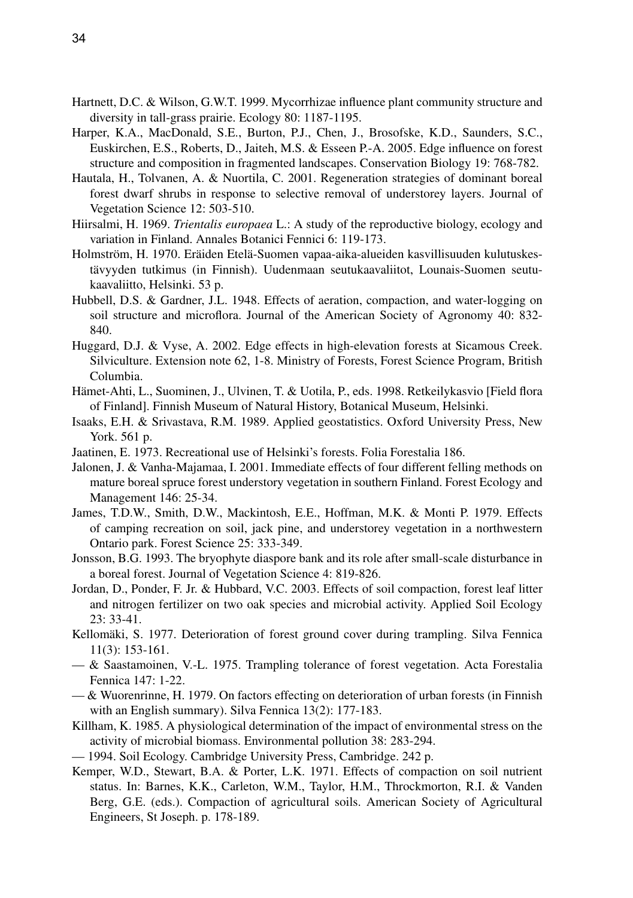Hartnett, D.C. & Wilson, G.W.T. 1999. Mycorrhizae influence plant community structure and diversity in tall-grass prairie. Ecology 80: 1187-1195.

Harper, K.A., MacDonald, S.E., Burton, P.J., Chen, J., Brosofske, K.D., Saunders, S.C., Euskirchen, E.S., Roberts, D., Jaiteh, M.S. & Esseen P.-A. 2005. Edge influence on forest structure and composition in fragmented landscapes. Conservation Biology 19: 768-782.

Hautala, H., Tolvanen, A. & Nuortila, C. 2001. Regeneration strategies of dominant boreal forest dwarf shrubs in response to selective removal of understorey layers. Journal of Vegetation Science 12: 503-510.

Hiirsalmi, H. 1969. *Trientalis europaea* L.: A study of the reproductive biology, ecology and variation in Finland. Annales Botanici Fennici 6: 119-173.

Holmström, H. 1970. Eräiden Etelä-Suomen vapaa-aika-alueiden kasvillisuuden kulutuskestävyyden tutkimus (in Finnish). Uudenmaan seutukaavaliitot, Lounais-Suomen seutukaavaliitto, Helsinki. 53 p.

Hubbell, D.S. & Gardner, J.L. 1948. Effects of aeration, compaction, and water-logging on soil structure and microflora. Journal of the American Society of Agronomy 40: 832-840.

Huggard, D.J. & Vyse, A. 2002. Edge effects in high-elevation forests at Sicamous Creek. Silviculture. Extension note 62, 1-8. Ministry of Forests, Forest Science Program, British Columbia.

Hämet-Ahti, L., Suominen, J., Ulvinen, T. & Uotila, P., eds. 1998. Retkeilykasvio [Field flora of Finland]. Finnish Museum of Natural History, Botanical Museum, Helsinki.

Isaaks, E.H. & Srivastava, R.M. 1989. Applied geostatistics. Oxford University Press, New York. 561 p.

Jaatinen, E. 1973. Recreational use of Helsinki's forests. Folia Forestalia 186.

Jalonen, J. & Vanha-Majamaa, I. 2001. Immediate effects of four different felling methods on mature boreal spruce forest understory vegetation in southern Finland. Forest Ecology and Management 146: 25-34.

James, T.D.W., Smith, D.W., Mackintosh, E.E., Hoffman, M.K. & Monti P. 1979. Effects of camping recreation on soil, jack pine, and understorey vegetation in a northwestern Ontario park. Forest Science 25: 333-349.

Jonsson, B.G. 1993. The bryophyte diaspore bank and its role after small-scale disturbance in a boreal forest. Journal of Vegetation Science 4: 819-826.

Jordan, D., Ponder, F. Jr. & Hubbard, V.C. 2003. Effects of soil compaction, forest leaf litter and nitrogen fertilizer on two oak species and microbial activity. Applied Soil Ecology 23: 33-41.

Kellomäki, S. 1977. Deterioration of forest ground cover during trampling. Silva Fennica 11(3): 153-161.

— & Saastamoinen, V.-L. 1975. Trampling tolerance of forest vegetation. Acta Forestalia Fennica 147: 1-22.

— & Wuorenrinne, H. 1979. On factors effecting on deterioration of urban forests (in Finnish with an English summary). Silva Fennica 13(2): 177-183.

Killham, K. 1985. A physiological determination of the impact of environmental stress on the activity of microbial biomass. Environmental pollution 38: 283-294.

— 1994. Soil Ecology. Cambridge University Press, Cambridge. 242 p.

Kemper, W.D., Stewart, B.A. & Porter, L.K. 1971. Effects of compaction on soil nutrient status. In: Barnes, K.K., Carleton, W.M., Taylor, H.M., Throckmorton, R.I. & Vanden Berg, G.E. (eds.). Compaction of agricultural soils. American Society of Agricultural Engineers, St Joseph. p. 178-189.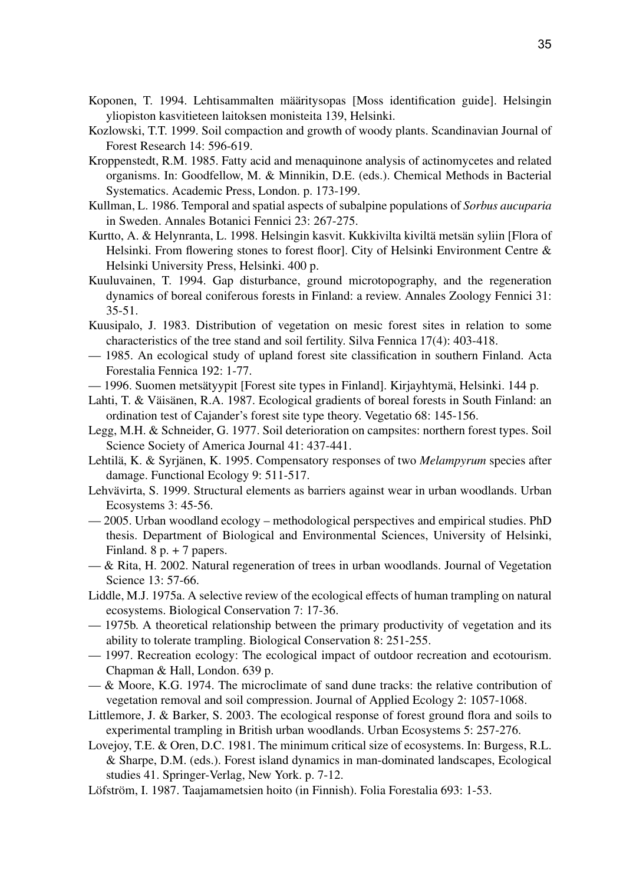Koponen, T. 1994. Lehtisammalten määritysopas [Moss identification guide]. Helsingin yliopiston kasvitieteen laitoksen monisteita 139, Helsinki.

Kozlowski, T.T. 1999. Soil compaction and growth of woody plants. Scandinavian Journal of Forest Research 14: 596-619.

Kroppenstedt, R.M. 1985. Fatty acid and menaquinone analysis of actinomycetes and related organisms. In: Goodfellow, M. & Minnikin, D.E. (eds.). Chemical Methods in Bacterial Systematics. Academic Press, London. p. 173-199.

Kullman, L. 1986. Temporal and spatial aspects of subalpine populations of *Sorbus aucuparia* in Sweden. Annales Botanici Fennici 23: 267-275.

Kurtto, A. & Helynranta, L. 1998. Helsingin kasvit. Kukkivilta kiviltä metsän syliin [Flora of Helsinki. From flowering stones to forest floor]. City of Helsinki Environment Centre & Helsinki University Press, Helsinki. 400 p.

Kuuluvainen, T. 1994. Gap disturbance, ground microtopography, and the regeneration dynamics of boreal coniferous forests in Finland: a review. Annales Zoology Fennici 31: 35-51.

Kuusipalo, J. 1983. Distribution of vegetation on mesic forest sites in relation to some characteristics of the tree stand and soil fertility. Silva Fennica 17(4): 403-418.

— 1985. An ecological study of upland forest site classification in southern Finland. Acta Forestalia Fennica 192: 1-77.

— 1996. Suomen metsätyypit [Forest site types in Finland]. Kirjayhtymä, Helsinki. 144 p.

Lahti, T. & Väisänen, R.A. 1987. Ecological gradients of boreal forests in South Finland: an ordination test of Cajander's forest site type theory. Vegetatio 68: 145-156.

Legg, M.H. & Schneider, G. 1977. Soil deterioration on campsites: northern forest types. Soil Science Society of America Journal 41: 437-441.

Lehtilä, K. & Syrjänen, K. 1995. Compensatory responses of two *Melampyrum* species after damage. Functional Ecology 9: 511-517.

Lehvävirta, S. 1999. Structural elements as barriers against wear in urban woodlands. Urban Ecosystems 3: 45-56.

— 2005. Urban woodland ecology – methodological perspectives and empirical studies. PhD thesis. Department of Biological and Environmental Sciences, University of Helsinki, Finland. 8 p. + 7 papers.

— & Rita, H. 2002. Natural regeneration of trees in urban woodlands. Journal of Vegetation Science 13: 57-66.

Liddle, M.J. 1975a. A selective review of the ecological effects of human trampling on natural ecosystems. Biological Conservation 7: 17-36.

— 1975b. A theoretical relationship between the primary productivity of vegetation and its ability to tolerate trampling. Biological Conservation 8: 251-255.

— 1997. Recreation ecology: The ecological impact of outdoor recreation and ecotourism. Chapman & Hall, London. 639 p.

— & Moore, K.G. 1974. The microclimate of sand dune tracks: the relative contribution of vegetation removal and soil compression. Journal of Applied Ecology 2: 1057-1068.

Littlemore, J. & Barker, S. 2003. The ecological response of forest ground flora and soils to experimental trampling in British urban woodlands. Urban Ecosystems 5: 257-276.

Lovejoy, T.E. & Oren, D.C. 1981. The minimum critical size of ecosystems. In: Burgess, R.L. & Sharpe, D.M. (eds.). Forest island dynamics in man-dominated landscapes, Ecological studies 41. Springer-Verlag, New York. p. 7-12.

Löfström, I. 1987. Taajamametsien hoito (in Finnish). Folia Forestalia 693: 1-53.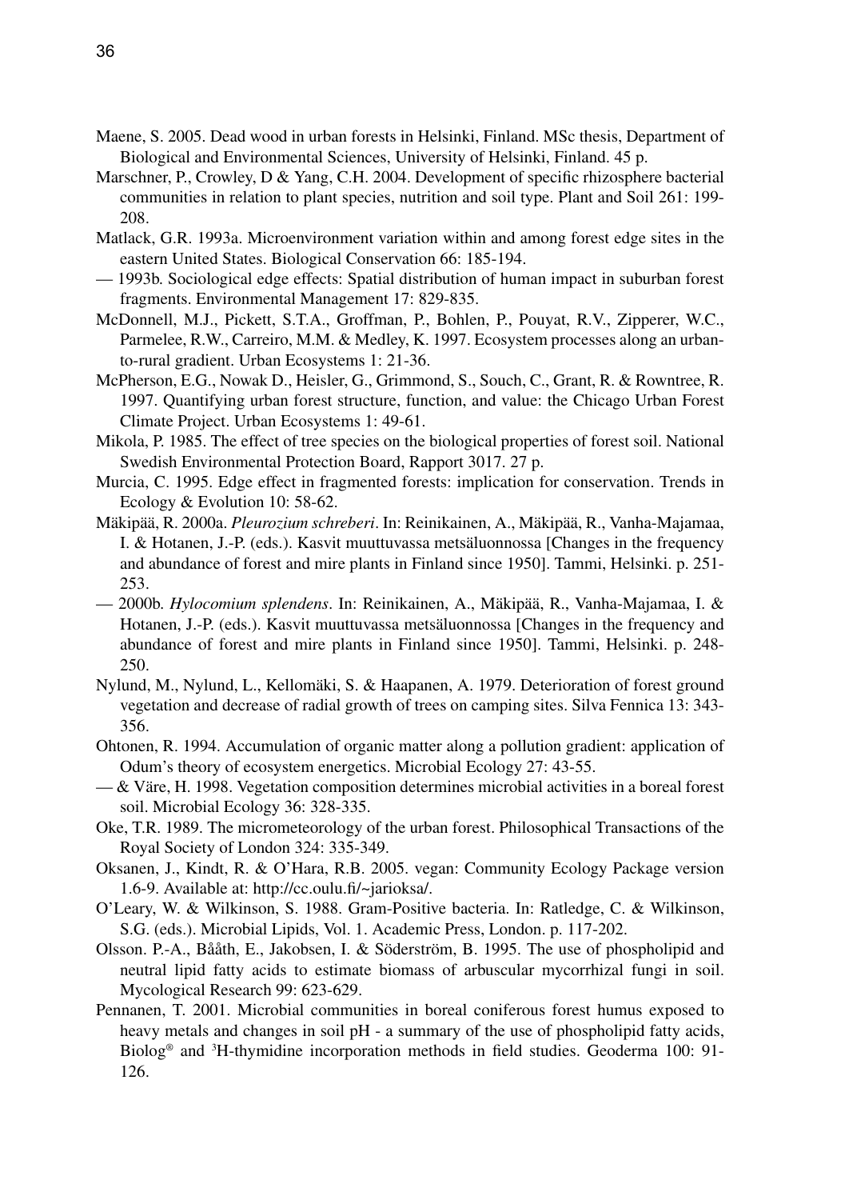Maene, S. 2005. Dead wood in urban forests in Helsinki, Finland. MSc thesis, Department of Biological and Environmental Sciences, University of Helsinki, Finland. 45 p.

Marschner, P., Crowley, D & Yang, C.H. 2004. Development of specific rhizosphere bacterial communities in relation to plant species, nutrition and soil type. Plant and Soil 261: 199-208.

Matlack, G.R. 1993a. Microenvironment variation within and among forest edge sites in the eastern United States. Biological Conservation 66: 185-194.

— 1993b. Sociological edge effects: Spatial distribution of human impact in suburban forest fragments. Environmental Management 17: 829-835.

McDonnell, M.J., Pickett, S.T.A., Groffman, P., Bohlen, P., Pouyat, R.V., Zipperer, W.C., Parmelee, R.W., Carreiro, M.M. & Medley, K. 1997. Ecosystem processes along an urban-to-rural gradient. Urban Ecosystems 1: 21-36.

McPherson, E.G., Nowak D., Heisler, G., Grimmond, S., Souch, C., Grant, R. & Rowntree, R. 1997. Quantifying urban forest structure, function, and value: the Chicago Urban Forest Climate Project. Urban Ecosystems 1: 49-61.

Mikola, P. 1985. The effect of tree species on the biological properties of forest soil. National Swedish Environmental Protection Board, Rapport 3017. 27 p.

Murcia, C. 1995. Edge effect in fragmented forests: implication for conservation. Trends in Ecology & Evolution 10: 58-62.

Mäkipää, R. 2000a. *Pleurozium schreberi*. In: Reinikainen, A., Mäkipää, R., Vanha-Majamaa, I. & Hotanen, J.-P. (eds.). Kasvit muuttuvassa metsäluonnossa [Changes in the frequency and abundance of forest and mire plants in Finland since 1950]. Tammi, Helsinki. p. 251-253.

— 2000b. *Hylocomium splendens*. In: Reinikainen, A., Mäkipää, R., Vanha-Majamaa, I. & Hotanen, J.-P. (eds.). Kasvit muuttuvassa metsäluonnossa [Changes in the frequency and abundance of forest and mire plants in Finland since 1950]. Tammi, Helsinki. p. 248-250.

Nylund, M., Nylund, L., Kellomäki, S. & Haapanen, A. 1979. Deterioration of forest ground vegetation and decrease of radial growth of trees on camping sites. Silva Fennica 13: 343-356.

Ohtonen, R. 1994. Accumulation of organic matter along a pollution gradient: application of Odum's theory of ecosystem energetics. Microbial Ecology 27: 43-55.

— & Väre, H. 1998. Vegetation composition determines microbial activities in a boreal forest soil. Microbial Ecology 36: 328-335.

Oke, T.R. 1989. The micrometeorology of the urban forest. Philosophical Transactions of the Royal Society of London 324: 335-349.

Oksanen, J., Kindt, R. & O'Hara, R.B. 2005. vegan: Community Ecology Package version 1.6-9. Available at: http://cc.oulu.fi/~jarioksa/.

O'Leary, W. & Wilkinson, S. 1988. Gram-Positive bacteria. In: Ratledge, C. & Wilkinson, S.G. (eds.). Microbial Lipids, Vol. 1. Academic Press, London. p. 117-202.

Olsson. P.-A., Bååth, E., Jakobsen, I. & Söderström, B. 1995. The use of phospholipid and neutral lipid fatty acids to estimate biomass of arbuscular mycorrhizal fungi in soil. Mycological Research 99: 623-629.

Pennanen, T. 2001. Microbial communities in boreal coniferous forest humus exposed to heavy metals and changes in soil pH - a summary of the use of phospholipid fatty acids, Biolog® and $^{3}$H-thymidine incorporation methods in field studies. Geoderma 100: 91-126.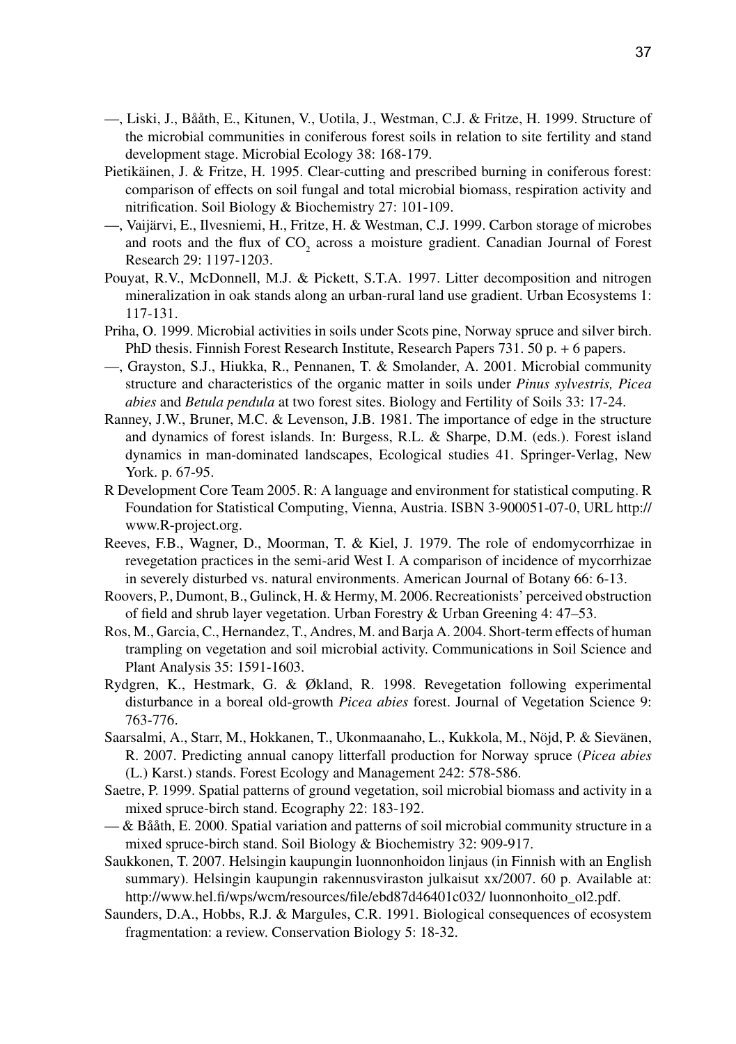—, Liski, J., Bååth, E., Kitunen, V., Uotila, J., Westman, C.J. & Fritze, H. 1999. Structure of the microbial communities in coniferous forest soils in relation to site fertility and stand development stage. Microbial Ecology 38: 168-179.

Pietikäinen, J. & Fritze, H. 1995. Clear-cutting and prescribed burning in coniferous forest: comparison of effects on soil fungal and total microbial biomass, respiration activity and nitrification. Soil Biology & Biochemistry 27: 101-109.

—, Vaijärvi, E., Ilvesniemi, H., Fritze, H. & Westman, C.J. 1999. Carbon storage of microbes and roots and the flux of $CO_2$ across a moisture gradient. Canadian Journal of Forest Research 29: 1197-1203.

Pouyat, R.V., McDonnell, M.J. & Pickett, S.T.A. 1997. Litter decomposition and nitrogen mineralization in oak stands along an urban-rural land use gradient. Urban Ecosystems 1: 117-131.

Priha, O. 1999. Microbial activities in soils under Scots pine, Norway spruce and silver birch. PhD thesis. Finnish Forest Research Institute, Research Papers 731. 50 p. + 6 papers.

—, Grayston, S.J., Hiukka, R., Pennanen, T. & Smolander, A. 2001. Microbial community structure and characteristics of the organic matter in soils under *Pinus sylvestris, Picea abies* and *Betula pendula* at two forest sites. Biology and Fertility of Soils 33: 17-24.

Ranney, J.W., Bruner, M.C. & Levenson, J.B. 1981. The importance of edge in the structure and dynamics of forest islands. In: Burgess, R.L. & Sharpe, D.M. (eds.). Forest island dynamics in man-dominated landscapes, Ecological studies 41. Springer-Verlag, New York. p. 67-95.

R Development Core Team 2005. R: A language and environment for statistical computing. R Foundation for Statistical Computing, Vienna, Austria. ISBN 3-900051-07-0, URL http://www.R-project.org.

Reeves, F.B., Wagner, D., Moorman, T. & Kiel, J. 1979. The role of endomycorrhizae in revegetation practices in the semi-arid West I. A comparison of incidence of mycorrhizae in severely disturbed vs. natural environments. American Journal of Botany 66: 6-13.

Roovers, P., Dumont, B., Gulinck, H. & Hermy, M. 2006. Recreationists' perceived obstruction of field and shrub layer vegetation. Urban Forestry & Urban Greening 4: 47–53.

Ros, M., Garcia, C., Hernandez, T., Andres, M. and Barja A. 2004. Short-term effects of human trampling on vegetation and soil microbial activity. Communications in Soil Science and Plant Analysis 35: 1591-1603.

Rydgren, K., Hestmark, G. & Økland, R. 1998. Revegetation following experimental disturbance in a boreal old-growth *Picea abies* forest. Journal of Vegetation Science 9: 763-776.

Saarsalmi, A., Starr, M., Hokkanen, T., Ukonmaanaho, L., Kukkola, M., Nöjd, P. & Sievänen, R. 2007. Predicting annual canopy litterfall production for Norway spruce (*Picea abies* (L.) Karst.) stands. Forest Ecology and Management 242: 578-586.

Saetre, P. 1999. Spatial patterns of ground vegetation, soil microbial biomass and activity in a mixed spruce-birch stand. Ecography 22: 183-192.

— & Bååth, E. 2000. Spatial variation and patterns of soil microbial community structure in a mixed spruce-birch stand. Soil Biology & Biochemistry 32: 909-917.

Saukkonen, T. 2007. Helsingin kaupungin luonnonhoidon linjaus (in Finnish with an English summary). Helsingin kaupungin rakennusviraston julkaisut xx/2007. 60 p. Available at: http://www.hel.fi/wps/wcm/resources/file/ebd87d46401c032/ luonnonhoito_ol2.pdf.

Saunders, D.A., Hobbs, R.J. & Margules, C.R. 1991. Biological consequences of ecosystem fragmentation: a review. Conservation Biology 5: 18-32.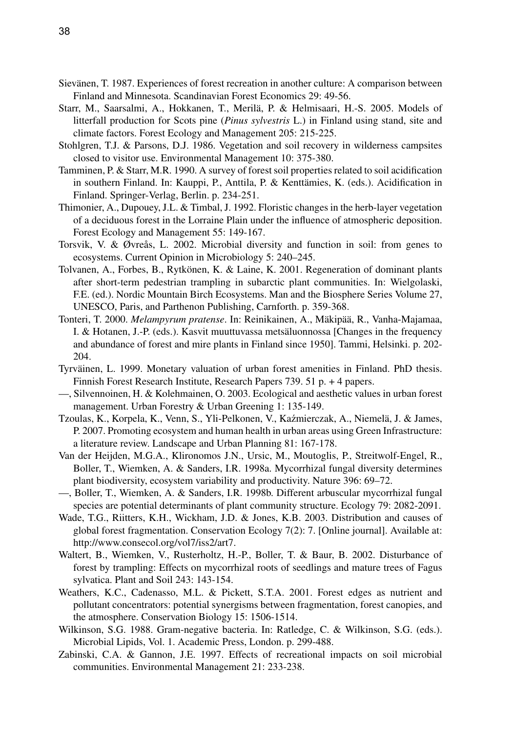Sievänen, T. 1987. Experiences of forest recreation in another culture: A comparison between Finland and Minnesota. Scandinavian Forest Economics 29: 49-56.

Starr, M., Saarsalmi, A., Hokkanen, T., Merilä, P. & Helmisaari, H.-S. 2005. Models of litterfall production for Scots pine (*Pinus sylvestris* L.) in Finland using stand, site and climate factors. Forest Ecology and Management 205: 215-225.

Stohlgren, T.J. & Parsons, D.J. 1986. Vegetation and soil recovery in wilderness campsites closed to visitor use. Environmental Management 10: 375-380.

Tamminen, P. & Starr, M.R. 1990. A survey of forest soil properties related to soil acidification in southern Finland. In: Kauppi, P., Anttila, P. & Kenttämies, K. (eds.). Acidification in Finland. Springer-Verlag, Berlin. p. 234-251.

Thimonier, A., Dupouey, J.L. & Timbal, J. 1992. Floristic changes in the herb-layer vegetation of a deciduous forest in the Lorraine Plain under the influence of atmospheric deposition. Forest Ecology and Management 55: 149-167.

Torsvik, V. & Øvreås, L. 2002. Microbial diversity and function in soil: from genes to ecosystems. Current Opinion in Microbiology 5: 240–245.

Tolvanen, A., Forbes, B., Rytkönen, K. & Laine, K. 2001. Regeneration of dominant plants after short-term pedestrian trampling in subarctic plant communities. In: Wielgolaski, F.E. (ed.). Nordic Mountain Birch Ecosystems. Man and the Biosphere Series Volume 27, UNESCO, Paris, and Parthenon Publishing, Carnforth. p. 359-368.

Tonteri, T. 2000. *Melampyrum pratense*. In: Reinikainen, A., Mäkipää, R., Vanha-Majamaa, I. & Hotanen, J.-P. (eds.). Kasvit muuttuvassa metsäluonnossa [Changes in the frequency and abundance of forest and mire plants in Finland since 1950]. Tammi, Helsinki. p. 202-204.

Tyrväinen, L. 1999. Monetary valuation of urban forest amenities in Finland. PhD thesis. Finnish Forest Research Institute, Research Papers 739. 51 p. + 4 papers.

—, Silvennoinen, H. & Kolehmainen, O. 2003. Ecological and aesthetic values in urban forest management. Urban Forestry & Urban Greening 1: 135-149.

Tzoulas, K., Korpela, K., Venn, S., Yli-Pelkonen, V., Kaźmierczak, A., Niemelä, J. & James, P. 2007. Promoting ecosystem and human health in urban areas using Green Infrastructure: a literature review. Landscape and Urban Planning 81: 167-178.

Van der Heijden, M.G.A., Klironomos J.N., Ursic, M., Moutoglis, P., Streitwolf-Engel, R., Boller, T., Wiemken, A. & Sanders, I.R. 1998a. Mycorrhizal fungal diversity determines plant biodiversity, ecosystem variability and productivity. Nature 396: 69–72.

—, Boller, T., Wiemken, A. & Sanders, I.R. 1998b. Different arbuscular mycorrhizal fungal species are potential determinants of plant community structure. Ecology 79: 2082-2091.

Wade, T.G., Riitters, K.H., Wickham, J.D. & Jones, K.B. 2003. Distribution and causes of global forest fragmentation. Conservation Ecology 7(2): 7. [Online journal]. Available at: http://www.consecol.org/vol7/iss2/art7.

Waltert, B., Wiemken, V., Rusterholtz, H.-P., Boller, T. & Baur, B. 2002. Disturbance of forest by trampling: Effects on mycorrhizal roots of seedlings and mature trees of Fagus sylvatica. Plant and Soil 243: 143-154.

Weathers, K.C., Cadenasso, M.L. & Pickett, S.T.A. 2001. Forest edges as nutrient and pollutant concentrators: potential synergisms between fragmentation, forest canopies, and the atmosphere. Conservation Biology 15: 1506-1514.

Wilkinson, S.G. 1988. Gram-negative bacteria. In: Ratledge, C. & Wilkinson, S.G. (eds.). Microbial Lipids, Vol. 1. Academic Press, London. p. 299-488.

Zabinski, C.A. & Gannon, J.E. 1997. Effects of recreational impacts on soil microbial communities. Environmental Management 21: 233-238.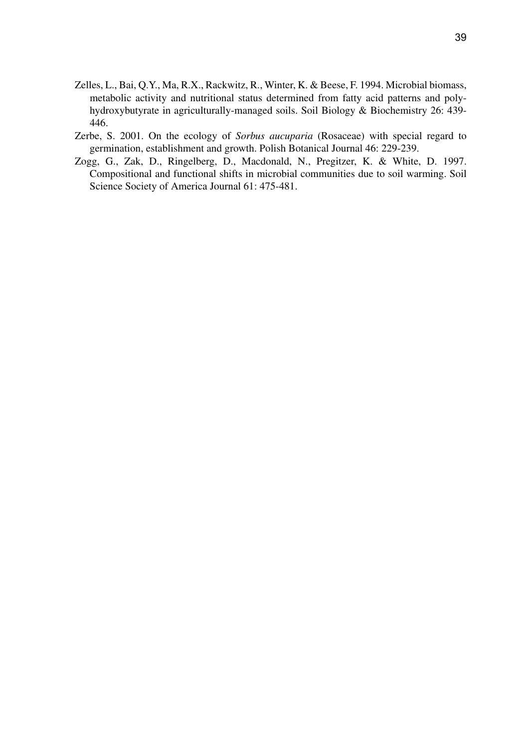Zelles, L., Bai, Q.Y., Ma, R.X., Rackwitz, R., Winter, K. & Beese, F. 1994. Microbial biomass, metabolic activity and nutritional status determined from fatty acid patterns and poly-hydroxybutyrate in agriculturally-managed soils. Soil Biology & Biochemistry 26: 439-446.

Zerbe, S. 2001. On the ecology of *Sorbus aucuparia* (Rosaceae) with special regard to germination, establishment and growth. Polish Botanical Journal 46: 229-239.

Zogg, G., Zak, D., Ringelberg, D., Macdonald, N., Pregitzer, K. & White, D. 1997. Compositional and functional shifts in microbial communities due to soil warming. Soil Science Society of America Journal 61: 475-481.